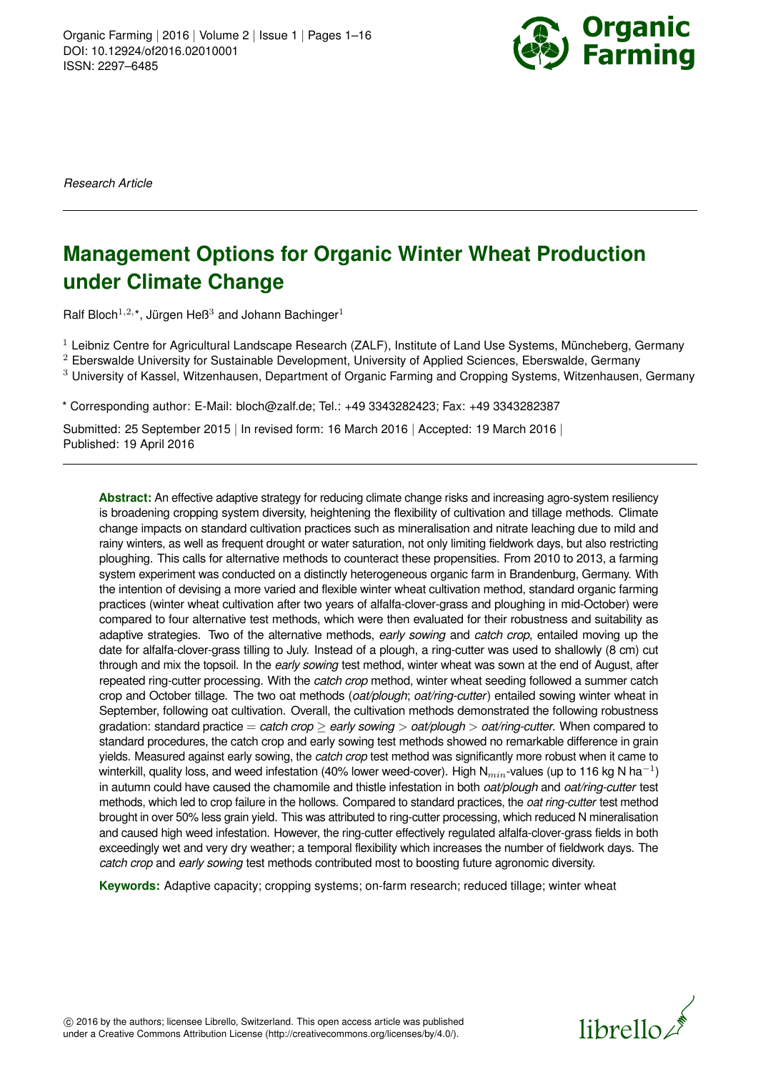Research Article

# Management Options for Organic Winter Wheat Production under Climate Change

Ralf Bloch[1,2,*], Jürgen Heß[3] and Johann Bachinger[1]

[1] Leibniz Centre for Agricultural Landscape Research (ZALF), Institute of Land Use Systems, Müncheberg, Germany
[2] Eberswalde University for Sustainable Development, University of Applied Sciences, Eberswalde, Germany
[3] University of Kassel, Witzenhausen, Department of Organic Farming and Cropping Systems, Witzenhausen, Germany

* Corresponding author: E-Mail: bloch@zalf.de; Tel.: +49 3343282423; Fax: +49 3343282387

Submitted: 25 September 2015 | In revised form: 16 March 2016 | Accepted: 19 March 2016 | Published: 19 April 2016

**Abstract:** An effective adaptive strategy for reducing climate change risks and increasing agro-system resiliency is broadening cropping system diversity, heightening the flexibility of cultivation and tillage methods. Climate change impacts on standard cultivation practices such as mineralisation and nitrate leaching due to mild and rainy winters, as well as frequent drought or water saturation, not only limiting fieldwork days, but also restricting ploughing. This calls for alternative methods to counteract these propensities. From 2010 to 2013, a farming system experiment was conducted on a distinctly heterogeneous organic farm in Brandenburg, Germany. With the intention of devising a more varied and flexible winter wheat cultivation method, standard organic farming practices (winter wheat cultivation after two years of alfalfa-clover-grass and ploughing in mid-October) were compared to four alternative test methods, which were then evaluated for their robustness and suitability as adaptive strategies. Two of the alternative methods, *early sowing* and *catch crop*, entailed moving up the date for alfalfa-clover-grass tilling to July. Instead of a plough, a ring-cutter was used to shallowly (8 cm) cut through and mix the topsoil. In the *early sowing* test method, winter wheat was sown at the end of August, after repeated ring-cutter processing. With the *catch crop* method, winter wheat seeding followed a summer catch crop and October tillage. The two oat methods (*oat/plough*; *oat/ring-cutter*) entailed sowing winter wheat in September, following oat cultivation. Overall, the cultivation methods demonstrated the following robustness gradation: standard practice = *catch crop* ≥ *early sowing* > *oat/plough* > *oat/ring-cutter*. When compared to standard procedures, the catch crop and early sowing test methods showed no remarkable difference in grain yields. Measured against early sowing, the *catch crop* test method was significantly more robust when it came to winterkill, quality loss, and weed infestation (40% lower weed-cover). High $N_{min}$-values (up to 116 kg N ha$^{-1}$) in autumn could have caused the chamomile and thistle infestation in both *oat/plough* and *oat/ring-cutter* test methods, which led to crop failure in the hollows. Compared to standard practices, the *oat ring-cutter* test method brought in over 50% less grain yield. This was attributed to ring-cutter processing, which reduced N mineralisation and caused high weed infestation. However, the ring-cutter effectively regulated alfalfa-clover-grass fields in both exceedingly wet and very dry weather; a temporal flexibility which increases the number of fieldwork days. The *catch crop* and *early sowing* test methods contributed most to boosting future agronomic diversity.

**Keywords:** Adaptive capacity; cropping systems; on-farm research; reduced tillage; winter wheat

© 2016 by the authors; licensee Librello, Switzerland. This open access article was published under a Creative Commons Attribution License (http://creativecommons.org/licenses/by/4.0/).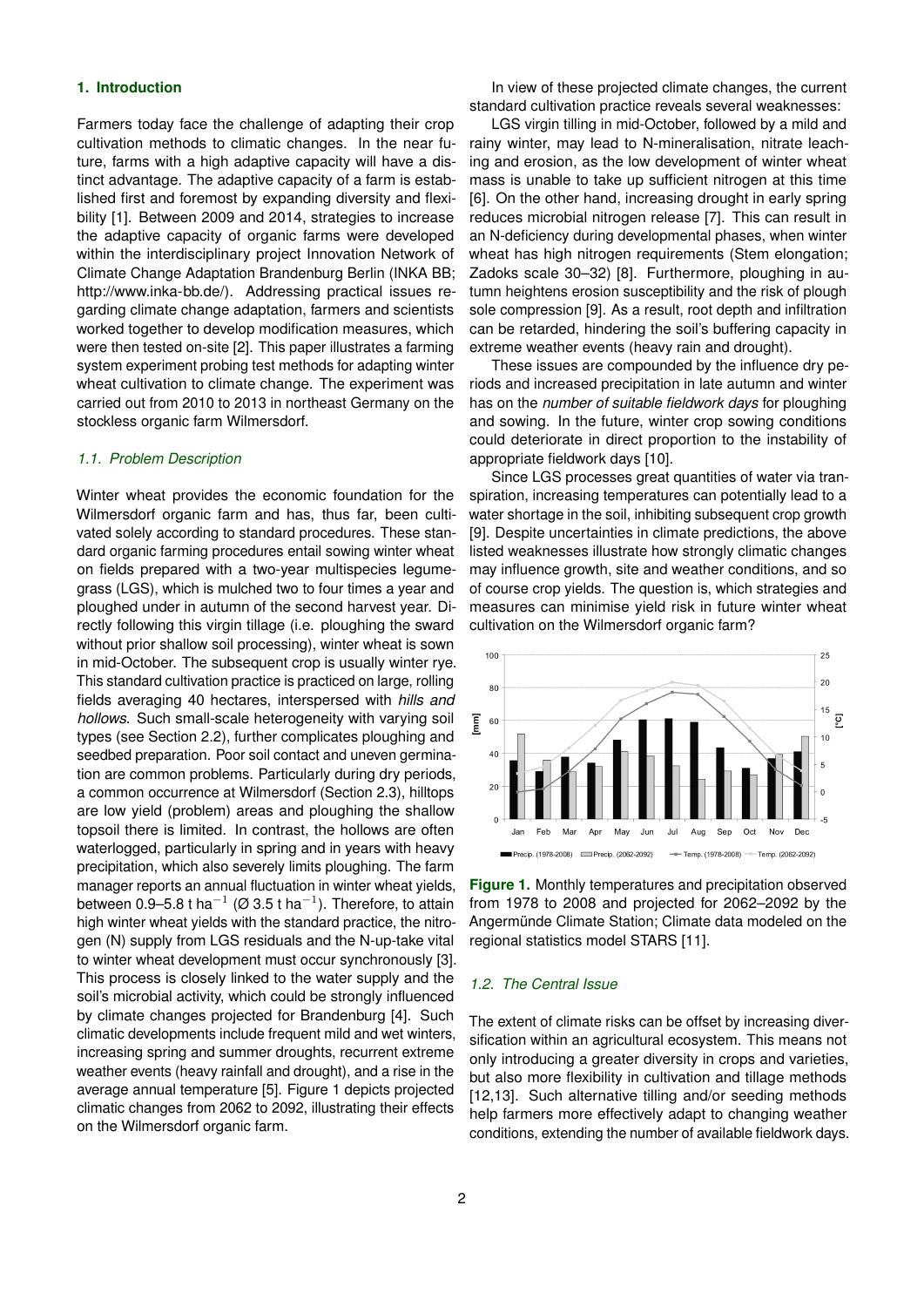## 1. Introduction

Farmers today face the challenge of adapting their crop cultivation methods to climatic changes. In the near future, farms with a high adaptive capacity will have a distinct advantage. The adaptive capacity of a farm is established first and foremost by expanding diversity and flexibility [1]. Between 2009 and 2014, strategies to increase the adaptive capacity of organic farms were developed within the interdisciplinary project Innovation Network of Climate Change Adaptation Brandenburg Berlin (INKA BB; http://www.inka-bb.de/). Addressing practical issues regarding climate change adaptation, farmers and scientists worked together to develop modification measures, which were then tested on-site [2]. This paper illustrates a farming system experiment probing test methods for adapting winter wheat cultivation to climate change. The experiment was carried out from 2010 to 2013 in northeast Germany on the stockless organic farm Wilmersdorf.

### 1.1. Problem Description

Winter wheat provides the economic foundation for the Wilmersdorf organic farm and has, thus far, been cultivated solely according to standard procedures. These standard organic farming procedures entail sowing winter wheat on fields prepared with a two-year multispecies legume-grass (LGS), which is mulched two to four times a year and ploughed under in autumn of the second harvest year. Directly following this virgin tillage (i.e. ploughing the sward without prior shallow soil processing), winter wheat is sown in mid-October. The subsequent crop is usually winter rye. This standard cultivation practice is practiced on large, rolling fields averaging 40 hectares, interspersed with *hills and hollows*. Such small-scale heterogeneity with varying soil types (see Section 2.2), further complicates ploughing and seedbed preparation. Poor soil contact and uneven germination are common problems. Particularly during dry periods, a common occurrence at Wilmersdorf (Section 2.3), hilltops are low yield (problem) areas and ploughing the shallow topsoil there is limited. In contrast, the hollows are often waterlogged, particularly in spring and in years with heavy precipitation, which also severely limits ploughing. The farm manager reports an annual fluctuation in winter wheat yields, between 0.9–5.8 t ha$^{-1}$ (Ø 3.5 t ha$^{-1}$). Therefore, to attain high winter wheat yields with the standard practice, the nitrogen (N) supply from LGS residuals and the N-up-take vital to winter wheat development must occur synchronously [3]. This process is closely linked to the water supply and the soil's microbial activity, which could be strongly influenced by climate changes projected for Brandenburg [4]. Such climatic developments include frequent mild and wet winters, increasing spring and summer droughts, recurrent extreme weather events (heavy rainfall and drought), and a rise in the average annual temperature [5]. Figure 1 depicts projected climatic changes from 2062 to 2092, illustrating their effects on the Wilmersdorf organic farm.

In view of these projected climate changes, the current standard cultivation practice reveals several weaknesses:

LGS virgin tilling in mid-October, followed by a mild and rainy winter, may lead to N-mineralisation, nitrate leaching and erosion, as the low development of winter wheat mass is unable to take up sufficient nitrogen at this time [6]. On the other hand, increasing drought in early spring reduces microbial nitrogen release [7]. This can result in an N-deficiency during developmental phases, when winter wheat has high nitrogen requirements (Stem elongation; Zadoks scale 30–32) [8]. Furthermore, ploughing in autumn heightens erosion susceptibility and the risk of plough sole compression [9]. As a result, root depth and infiltration can be retarded, hindering the soil's buffering capacity in extreme weather events (heavy rain and drought).

These issues are compounded by the influence dry periods and increased precipitation in late autumn and winter has on the *number of suitable fieldwork days* for ploughing and sowing. In the future, winter crop sowing conditions could deteriorate in direct proportion to the instability of appropriate fieldwork days [10].

Since LGS processes great quantities of water via transpiration, increasing temperatures can potentially lead to a water shortage in the soil, inhibiting subsequent crop growth [9]. Despite uncertainties in climate predictions, the above listed weaknesses illustrate how strongly climatic changes may influence growth, site and weather conditions, and so of course crop yields. The question is, which strategies and measures can minimise yield risk in future winter wheat cultivation on the Wilmersdorf organic farm?

**Figure 1.** Monthly temperatures and precipitation observed from 1978 to 2008 and projected for 2062–2092 by the Angermünde Climate Station; Climate data modeled on the regional statistics model STARS [11].

### 1.2. The Central Issue

The extent of climate risks can be offset by increasing diversification within an agricultural ecosystem. This means not only introducing a greater diversity in crops and varieties, but also more flexibility in cultivation and tillage methods [12,13]. Such alternative tilling and/or seeding methods help farmers more effectively adapt to changing weather conditions, extending the number of available fieldwork days.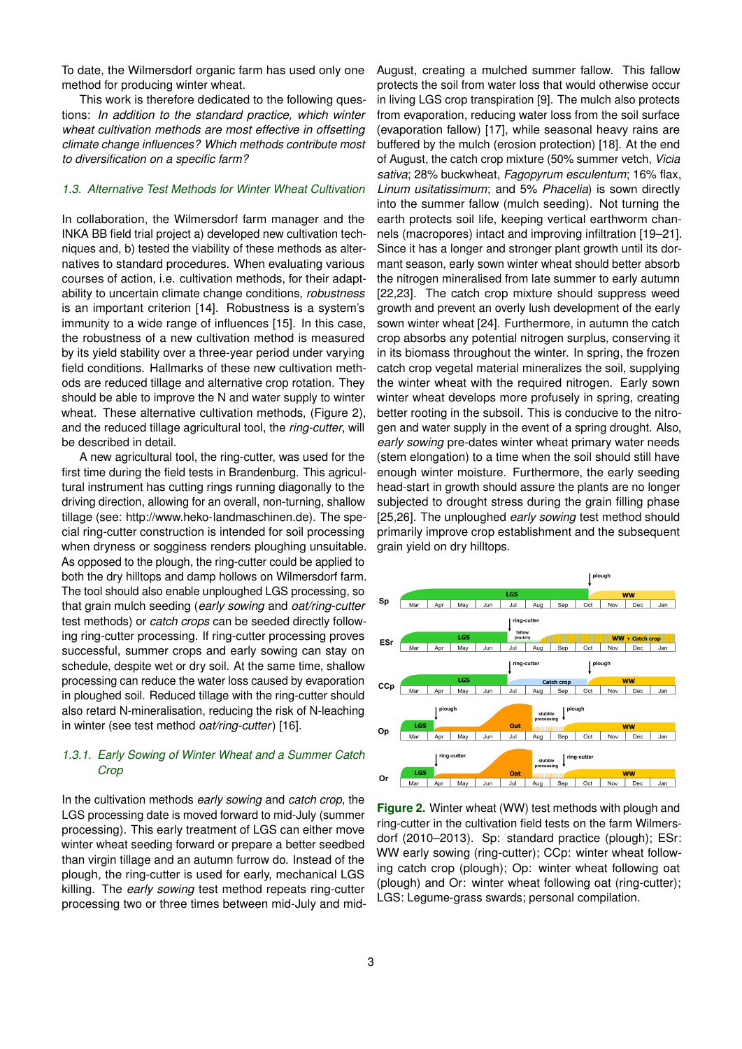To date, the Wilmersdorf organic farm has used only one method for producing winter wheat.

This work is therefore dedicated to the following questions: *In addition to the standard practice, which winter wheat cultivation methods are most effective in offsetting climate change influences? Which methods contribute most to diversification on a specific farm?*

### 1.3. Alternative Test Methods for Winter Wheat Cultivation

In collaboration, the Wilmersdorf farm manager and the INKA BB field trial project a) developed new cultivation techniques and, b) tested the viability of these methods as alternatives to standard procedures. When evaluating various courses of action, i.e. cultivation methods, for their adaptability to uncertain climate change conditions, *robustness* is an important criterion [14]. Robustness is a system's immunity to a wide range of influences [15]. In this case, the robustness of a new cultivation method is measured by its yield stability over a three-year period under varying field conditions. Hallmarks of these new cultivation methods are reduced tillage and alternative crop rotation. They should be able to improve the N and water supply to winter wheat. These alternative cultivation methods, (Figure 2), and the reduced tillage agricultural tool, the *ring-cutter*, will be described in detail.

A new agricultural tool, the ring-cutter, was used for the first time during the field tests in Brandenburg. This agricultural instrument has cutting rings running diagonally to the driving direction, allowing for an overall, non-turning, shallow tillage (see: http://www.heko-landmaschinen.de). The special ring-cutter construction is intended for soil processing when dryness or sogginess renders ploughing unsuitable. As opposed to the plough, the ring-cutter could be applied to both the dry hilltops and damp hollows on Wilmersdorf farm. The tool should also enable unploughed LGS processing, so that grain mulch seeding (*early sowing* and *oat/ring-cutter* test methods) or *catch crops* can be seeded directly following ring-cutter processing. If ring-cutter processing proves successful, summer crops and early sowing can stay on schedule, despite wet or dry soil. At the same time, shallow processing can reduce the water loss caused by evaporation in ploughed soil. Reduced tillage with the ring-cutter should also retard N-mineralisation, reducing the risk of N-leaching in winter (see test method *oat/ring-cutter*) [16].

#### 1.3.1. Early Sowing of Winter Wheat and a Summer Catch Crop

In the cultivation methods *early sowing* and *catch crop*, the LGS processing date is moved forward to mid-July (summer processing). This early treatment of LGS can either move winter wheat seeding forward or prepare a better seedbed than virgin tillage and an autumn furrow do. Instead of the plough, the ring-cutter is used for early, mechanical LGS killing. The *early sowing* test method repeats ring-cutter processing two or three times between mid-July and mid-August, creating a mulched summer fallow. This fallow protects the soil from water loss that would otherwise occur in living LGS crop transpiration [9]. The mulch also protects from evaporation, reducing water loss from the soil surface (evaporation fallow) [17], while seasonal heavy rains are buffered by the mulch (erosion protection) [18]. At the end of August, the catch crop mixture (50% summer vetch, *Vicia sativa*; 28% buckwheat, *Fagopyrum esculentum*; 16% flax, *Linum usitatissimum*; and 5% *Phacelia*) is sown directly into the summer fallow (mulch seeding). Not turning the earth protects soil life, keeping vertical earthworm channels (macropores) intact and improving infiltration [19–21]. Since it has a longer and stronger plant growth until its dormant season, early sown winter wheat should better absorb the nitrogen mineralised from late summer to early autumn [22,23]. The catch crop mixture should suppress weed growth and prevent an overly lush development of the early sown winter wheat [24]. Furthermore, in autumn the catch crop absorbs any potential nitrogen surplus, conserving it in its biomass throughout the winter. In spring, the frozen catch crop vegetal material mineralizes the soil, supplying the winter wheat with the required nitrogen. Early sown winter wheat develops more profusely in spring, creating better rooting in the subsoil. This is conducive to the nitrogen and water supply in the event of a spring drought. Also, *early sowing* pre-dates winter wheat primary water needs (stem elongation) to a time when the soil should still have enough winter moisture. Furthermore, the early seeding head-start in growth should assure the plants are no longer subjected to drought stress during the grain filling phase [25,26]. The unploughed *early sowing* test method should primarily improve crop establishment and the subsequent grain yield on dry hilltops.

**Figure 2.** Winter wheat (WW) test methods with plough and ring-cutter in the cultivation field tests on the farm Wilmersdorf (2010–2013). Sp: standard practice (plough); ESr: WW early sowing (ring-cutter); CCp: winter wheat following catch crop (plough); Op: winter wheat following oat (plough) and Or: winter wheat following oat (ring-cutter); LGS: Legume-grass swards; personal compilation.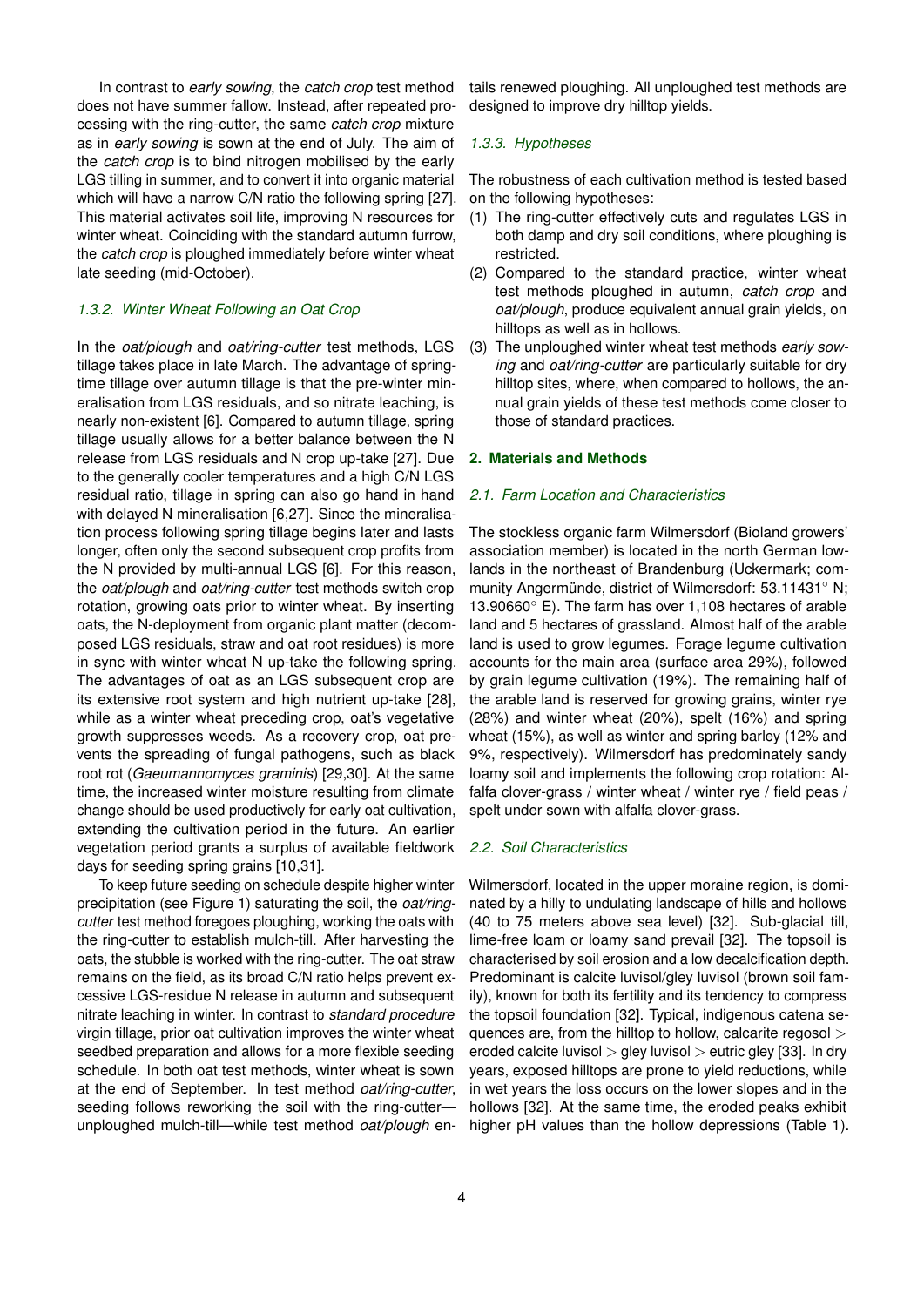In contrast to *early sowing*, the *catch crop* test method does not have summer fallow. Instead, after repeated processing with the ring-cutter, the same *catch crop* mixture as in *early sowing* is sown at the end of July. The aim of the *catch crop* is to bind nitrogen mobilised by the early LGS tilling in summer, and to convert it into organic material which will have a narrow C/N ratio the following spring [27]. This material activates soil life, improving N resources for winter wheat. Coinciding with the standard autumn furrow, the *catch crop* is ploughed immediately before winter wheat late seeding (mid-October).

#### *1.3.2. Winter Wheat Following an Oat Crop*

In the *oat/plough* and *oat/ring-cutter* test methods, LGS tillage takes place in late March. The advantage of springtime tillage over autumn tillage is that the pre-winter mineralisation from LGS residuals, and so nitrate leaching, is nearly non-existent [6]. Compared to autumn tillage, spring tillage usually allows for a better balance between the N release from LGS residuals and N crop up-take [27]. Due to the generally cooler temperatures and a high C/N LGS residual ratio, tillage in spring can also go hand in hand with delayed N mineralisation [6,27]. Since the mineralisation process following spring tillage begins later and lasts longer, often only the second subsequent crop profits from the N provided by multi-annual LGS [6]. For this reason, the *oat/plough* and *oat/ring-cutter* test methods switch crop rotation, growing oats prior to winter wheat. By inserting oats, the N-deployment from organic plant matter (decomposed LGS residuals, straw and oat root residues) is more in sync with winter wheat N up-take the following spring. The advantages of oat as an LGS subsequent crop are its extensive root system and high nutrient up-take [28], while as a winter wheat preceding crop, oat's vegetative growth suppresses weeds. As a recovery crop, oat prevents the spreading of fungal pathogens, such as black root rot (*Gaeumannomyces graminis*) [29,30]. At the same time, the increased winter moisture resulting from climate change should be used productively for early oat cultivation, extending the cultivation period in the future. An earlier vegetation period grants a surplus of available fieldwork days for seeding spring grains [10,31].

To keep future seeding on schedule despite higher winter precipitation (see Figure 1) saturating the soil, the *oat/ring-cutter* test method foregoes ploughing, working the oats with the ring-cutter to establish mulch-till. After harvesting the oats, the stubble is worked with the ring-cutter. The oat straw remains on the field, as its broad C/N ratio helps prevent excessive LGS-residue N release in autumn and subsequent nitrate leaching in winter. In contrast to *standard procedure* virgin tillage, prior oat cultivation improves the winter wheat seedbed preparation and allows for a more flexible seeding schedule. In both oat test methods, winter wheat is sown at the end of September. In test method *oat/ring-cutter*, seeding follows reworking the soil with the ring-cutter—unploughed mulch-till—while test method *oat/plough* entails renewed ploughing. All unploughed test methods are designed to improve dry hilltop yields.

#### *1.3.3. Hypotheses*

The robustness of each cultivation method is tested based on the following hypotheses:

(1) The ring-cutter effectively cuts and regulates LGS in both damp and dry soil conditions, where ploughing is restricted.
(2) Compared to the standard practice, winter wheat test methods ploughed in autumn, *catch crop* and *oat/plough*, produce equivalent annual grain yields, on hilltops as well as in hollows.
(3) The unploughed winter wheat test methods *early sowing* and *oat/ring-cutter* are particularly suitable for dry hilltop sites, where, when compared to hollows, the annual grain yields of these test methods come closer to those of standard practices.

## **2. Materials and Methods**

### *2.1. Farm Location and Characteristics*

The stockless organic farm Wilmersdorf (Bioland growers' association member) is located in the north German lowlands in the northeast of Brandenburg (Uckermark; community Angermünde, district of Wilmersdorf: 53.11431° N; 13.90660° E). The farm has over 1,108 hectares of arable land and 5 hectares of grassland. Almost half of the arable land is used to grow legumes. Forage legume cultivation accounts for the main area (surface area 29%), followed by grain legume cultivation (19%). The remaining half of the arable land is reserved for growing grains, winter rye (28%) and winter wheat (20%), spelt (16%) and spring wheat (15%), as well as winter and spring barley (12% and 9%, respectively). Wilmersdorf has predominately sandy loamy soil and implements the following crop rotation: Alfalfa clover-grass / winter wheat / winter rye / field peas / spelt under sown with alfalfa clover-grass.

### *2.2. Soil Characteristics*

Wilmersdorf, located in the upper moraine region, is dominated by a hilly to undulating landscape of hills and hollows (40 to 75 meters above sea level) [32]. Sub-glacial till, lime-free loam or loamy sand prevail [32]. The topsoil is characterised by soil erosion and a low decalcification depth. Predominant is calcite luvisol/gley luvisol (brown soil family), known for both its fertility and its tendency to compress the topsoil foundation [32]. Typical, indigenous catena sequences are, from the hilltop to hollow, calcarite regosol > eroded calcite luvisol > gley luvisol > eutric gley [33]. In dry years, exposed hilltops are prone to yield reductions, while in wet years the loss occurs on the lower slopes and in the hollows [32]. At the same time, the eroded peaks exhibit higher pH values than the hollow depressions (Table 1).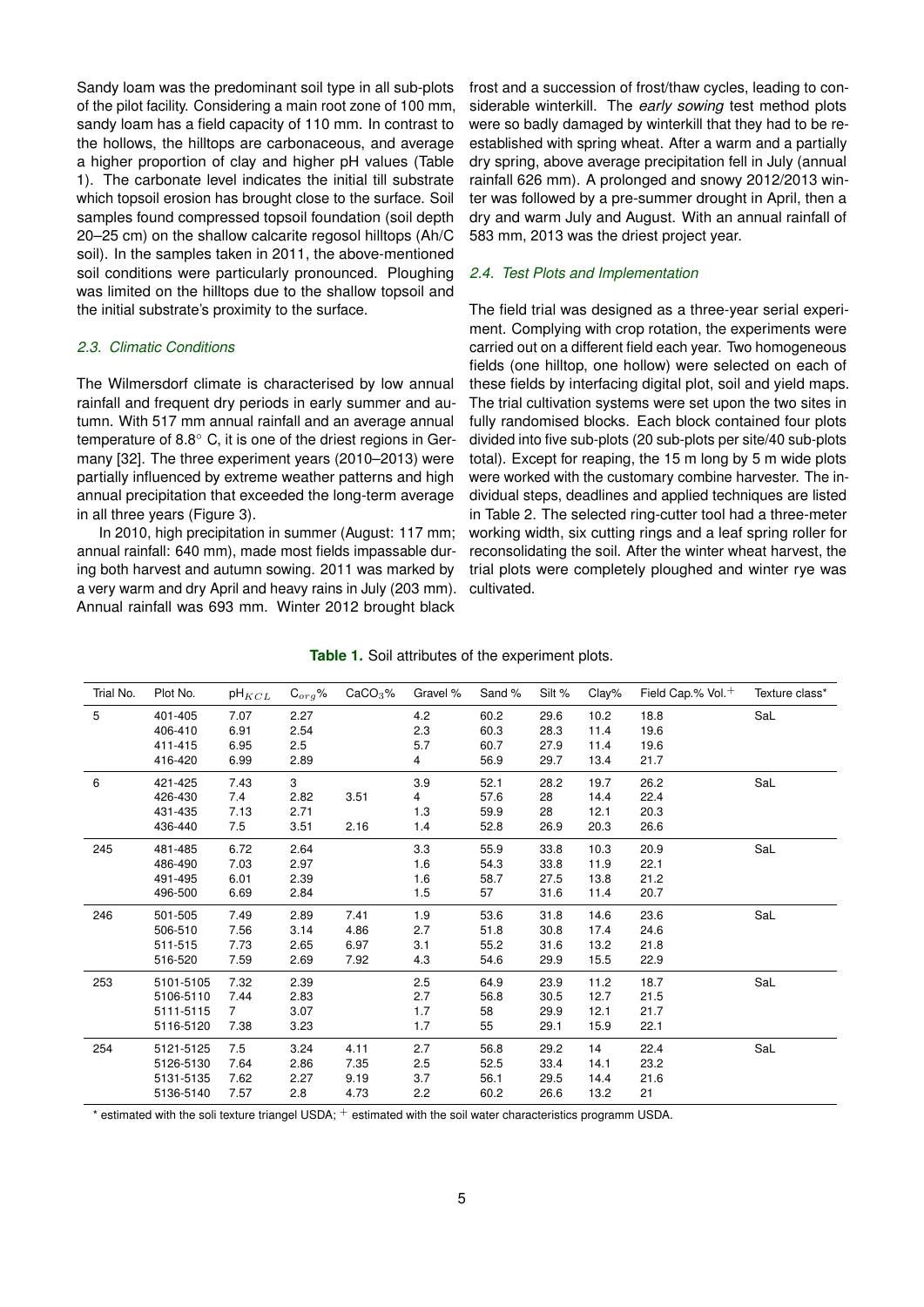Sandy loam was the predominant soil type in all sub-plots of the pilot facility. Considering a main root zone of 100 mm, sandy loam has a field capacity of 110 mm. In contrast to the hollows, the hilltops are carbonaceous, and average a higher proportion of clay and higher pH values (Table 1). The carbonate level indicates the initial till substrate which topsoil erosion has brought close to the surface. Soil samples found compressed topsoil foundation (soil depth 20–25 cm) on the shallow calcarite regosol hilltops (Ah/C soil). In the samples taken in 2011, the above-mentioned soil conditions were particularly pronounced. Ploughing was limited on the hilltops due to the shallow topsoil and the initial substrate's proximity to the surface.

### *2.3. Climatic Conditions*

The Wilmersdorf climate is characterised by low annual rainfall and frequent dry periods in early summer and autumn. With 517 mm annual rainfall and an average annual temperature of 8.8° C, it is one of the driest regions in Germany [32]. The three experiment years (2010–2013) were partially influenced by extreme weather patterns and high annual precipitation that exceeded the long-term average in all three years (Figure 3).

In 2010, high precipitation in summer (August: 117 mm; annual rainfall: 640 mm), made most fields impassable during both harvest and autumn sowing. 2011 was marked by a very warm and dry April and heavy rains in July (203 mm). Annual rainfall was 693 mm. Winter 2012 brought black frost and a succession of frost/thaw cycles, leading to considerable winterkill. The *early sowing* test method plots were so badly damaged by winterkill that they had to be re-established with spring wheat. After a warm and a partially dry spring, above average precipitation fell in July (annual rainfall 626 mm). A prolonged and snowy 2012/2013 winter was followed by a pre-summer drought in April, then a dry and warm July and August. With an annual rainfall of 583 mm, 2013 was the driest project year.

### *2.4. Test Plots and Implementation*

The field trial was designed as a three-year serial experiment. Complying with crop rotation, the experiments were carried out on a different field each year. Two homogeneous fields (one hilltop, one hollow) were selected on each of these fields by interfacing digital plot, soil and yield maps. The trial cultivation systems were set upon the two sites in fully randomised blocks. Each block contained four plots divided into five sub-plots (20 sub-plots per site/40 sub-plots total). Except for reaping, the 15 m long by 5 m wide plots were worked with the customary combine harvester. The individual steps, deadlines and applied techniques are listed in Table 2. The selected ring-cutter tool had a three-meter working width, six cutting rings and a leaf spring roller for reconsolidating the soil. After the winter wheat harvest, the trial plots were completely ploughed and winter rye was cultivated.

**Table 1.** Soil attributes of the experiment plots.

| Trial No. | Plot No. | $pH_{KCL}$ | $C_{org}$% | $CaCO_3$% | Gravel % | Sand % | Silt % | Clay% | Field Cap.% Vol.$^+$ | Texture class* |
|---|---|---|---|---|---|---|---|---|---|---|
| 5 | 401-405 | 7.07 | 2.27 | | 4.2 | 60.2 | 29.6 | 10.2 | 18.8 | SaL |
| | 406-410 | 6.91 | 2.54 | | 2.3 | 60.3 | 28.3 | 11.4 | 19.6 | |
| | 411-415 | 6.95 | 2.5 | | 5.7 | 60.7 | 27.9 | 11.4 | 19.6 | |
| | 416-420 | 6.99 | 2.89 | | 4 | 56.9 | 29.7 | 13.4 | 21.7 | |
| 6 | 421-425 | 7.43 | 3 | | 3.9 | 52.1 | 28.2 | 19.7 | 26.2 | SaL |
| | 426-430 | 7.4 | 2.82 | 3.51 | 4 | 57.6 | 28 | 14.4 | 22.4 | |
| | 431-435 | 7.13 | 2.71 | | 1.3 | 59.9 | 28 | 12.1 | 20.3 | |
| | 436-440 | 7.5 | 3.51 | 2.16 | 1.4 | 52.8 | 26.9 | 20.3 | 26.6 | |
| 245 | 481-485 | 6.72 | 2.64 | | 3.3 | 55.9 | 33.8 | 10.3 | 20.9 | SaL |
| | 486-490 | 7.03 | 2.97 | | 1.6 | 54.3 | 33.8 | 11.9 | 22.1 | |
| | 491-495 | 6.01 | 2.39 | | 1.6 | 58.7 | 27.5 | 13.8 | 21.2 | |
| | 496-500 | 6.69 | 2.84 | | 1.5 | 57 | 31.6 | 11.4 | 20.7 | |
| 246 | 501-505 | 7.49 | 2.89 | 7.41 | 1.9 | 53.6 | 31.8 | 14.6 | 23.6 | SaL |
| | 506-510 | 7.56 | 3.14 | 4.86 | 2.7 | 51.8 | 30.8 | 17.4 | 24.6 | |
| | 511-515 | 7.73 | 2.65 | 6.97 | 3.1 | 55.2 | 31.6 | 13.2 | 21.8 | |
| | 516-520 | 7.59 | 2.69 | 7.92 | 4.3 | 54.6 | 29.9 | 15.5 | 22.9 | |
| 253 | 5101-5105 | 7.32 | 2.39 | | 2.5 | 64.9 | 23.9 | 11.2 | 18.7 | SaL |
| | 5106-5110 | 7.44 | 2.83 | | 2.7 | 56.8 | 30.5 | 12.7 | 21.5 | |
| | 5111-5115 | 7 | 3.07 | | 1.7 | 58 | 29.9 | 12.1 | 21.7 | |
| | 5116-5120 | 7.38 | 3.23 | | 1.7 | 55 | 29.1 | 15.9 | 22.1 | |
| 254 | 5121-5125 | 7.5 | 3.24 | 4.11 | 2.7 | 56.8 | 29.2 | 14 | 22.4 | SaL |
| | 5126-5130 | 7.64 | 2.86 | 7.35 | 2.5 | 52.5 | 33.4 | 14.1 | 23.2 | |
| | 5131-5135 | 7.62 | 2.27 | 9.19 | 3.7 | 56.1 | 29.5 | 14.4 | 21.6 | |
| | 5136-5140 | 7.57 | 2.8 | 4.73 | 2.2 | 60.2 | 26.6 | 13.2 | 21 | |

\* estimated with the soli texture triangel USDA; $^+$ estimated with the soil water characteristics programm USDA.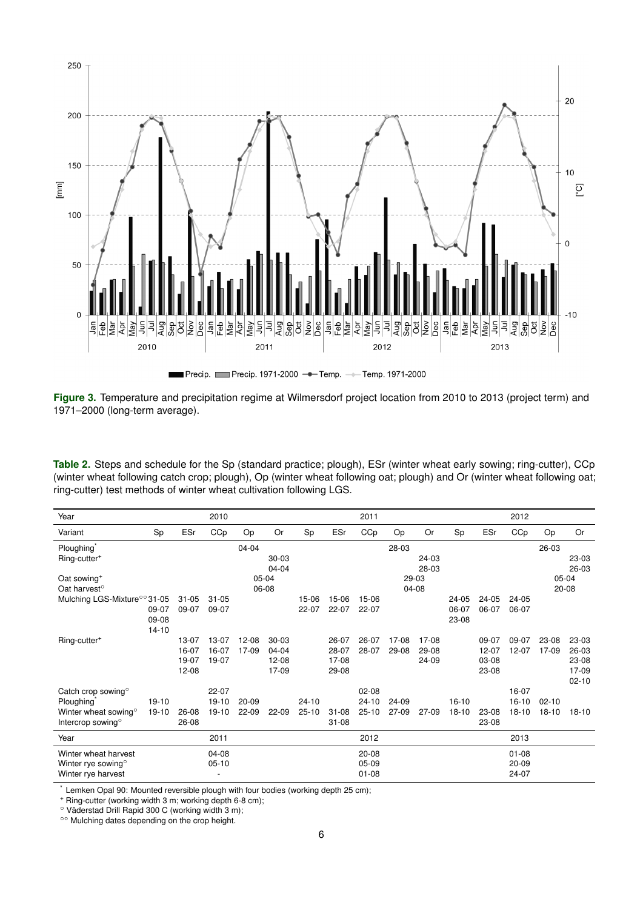**Figure 3.** Temperature and precipitation regime at Wilmersdorf project location from 2010 to 2013 (project term) and 1971–2000 (long-term average).

**Table 2.** Steps and schedule for the Sp (standard practice; plough), ESr (winter wheat early sowing; ring-cutter), CCp (winter wheat following catch crop; plough), Op (winter wheat following oat; plough) and Or (winter wheat following oat; ring-cutter) test methods of winter wheat cultivation following LGS.

| Year | | | 2010 | | | | | 2011 | | | | | 2012 | | |
|---|---|---|---|---|---|---|---|---|---|---|---|---|---|---|---|
| Variant | Sp | ESr | CCp | Op | Or | Sp | ESr | CCp | Op | Or | Sp | ESr | CCp | Op | Or |
| Ploughing* | | | | 04-04 | | | | | 28-03 | | | | | 26-03 | |
| Ring-cutter+ | | | | | 30-03<br>04-04 | | | | | 24-03<br>28-03 | | | | | 23-03<br>26-03 |
| Oat sowing+ | | | | 05-04 | | | | | 29-03 | | | | | 05-04 | |
| Oat harvest° | | | | 06-08 | | | | | 04-08 | | | | | 20-08 | |
| Mulching LGS-Mixture°° | 31-05<br>09-07<br>09-08<br>14-10 | 31-05<br>09-07 | 31-05<br>09-07 | | | 15-06<br>22-07 | 15-06<br>22-07 | 15-06<br>22-07 | | | 24-05<br>06-07<br>23-08 | 24-05<br>06-07 | 24-05<br>06-07 | | |
| Ring-cutter+ | | 13-07<br>16-07<br>19-07<br>12-08 | 13-07<br>16-07<br>19-07 | 12-08<br>17-09 | 30-03<br>04-04<br>12-08<br>17-09 | | 26-07<br>28-07<br>17-08<br>29-08 | 26-07<br>28-07 | 17-08<br>29-08 | 17-08<br>29-08<br>24-09 | | 09-07<br>12-07<br>03-08<br>23-08 | 09-07<br>12-07 | 23-08<br>17-09 | 23-03<br>26-03<br>23-08<br>17-09<br>02-10 |
| Catch crop sowing° | | | 22-07 | | | | | 02-08 | | | | | 16-07 | | |
| Ploughing* | 19-10 | | 19-10 | 20-09 | | 24-10 | | 24-10 | 24-09 | | 16-10 | | 16-10 | 02-10 | |
| Winter wheat sowing° | 19-10 | 26-08 | 19-10 | 22-09 | 22-09 | 25-10 | 31-08 | 25-10 | 27-09 | 27-09 | 18-10 | 23-08 | 18-10 | 18-10 | 18-10 |
| Intercrop sowing° | | 26-08 | | | | | 31-08 | | | | | 23-08 | | | |
| Year | | | 2011 | | | | | 2012 | | | | | 2013 | | |
| Winter wheat harvest | | | 04-08 | | | | | 20-08 | | | | | 01-08 | | |
| Winter rye sowing° | | | 05-10 | | | | | 05-09 | | | | | 20-09 | | |
| Winter rye harvest | | | - | | | | | 01-08 | | | | | 24-07 | | |

* Lemken Opal 90: Mounted reversible plough with four bodies (working depth 25 cm);
+ Ring-cutter (working width 3 m; working depth 6-8 cm);
° Väderstad Drill Rapid 300 C (working width 3 m);
°° Mulching dates depending on the crop height.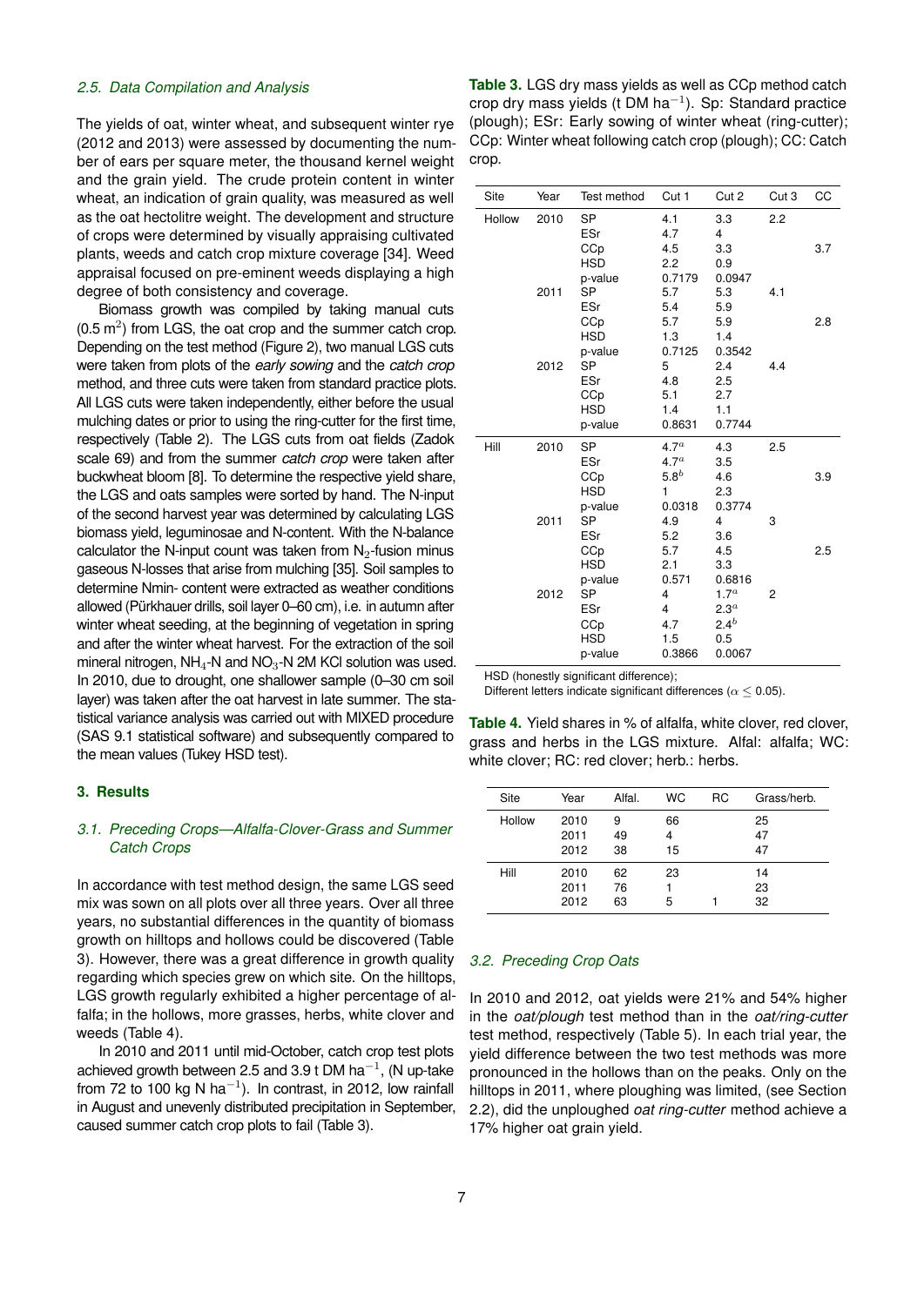### 2.5. Data Compilation and Analysis

The yields of oat, winter wheat, and subsequent winter rye (2012 and 2013) were assessed by documenting the number of ears per square meter, the thousand kernel weight and the grain yield. The crude protein content in winter wheat, an indication of grain quality, was measured as well as the oat hectolitre weight. The development and structure of crops were determined by visually appraising cultivated plants, weeds and catch crop mixture coverage [34]. Weed appraisal focused on pre-eminent weeds displaying a high degree of both consistency and coverage.

Biomass growth was compiled by taking manual cuts (0.5 $m^2$) from LGS, the oat crop and the summer catch crop. Depending on the test method (Figure 2), two manual LGS cuts were taken from plots of the *early sowing* and the *catch crop* method, and three cuts were taken from standard practice plots. All LGS cuts were taken independently, either before the usual mulching dates or prior to using the ring-cutter for the first time, respectively (Table 2). The LGS cuts from oat fields (Zadok scale 69) and from the summer *catch crop* were taken after buckwheat bloom [8]. To determine the respective yield share, the LGS and oats samples were sorted by hand. The N-input of the second harvest year was determined by calculating LGS biomass yield, leguminosae and N-content. With the N-balance calculator the N-input count was taken from $N_2$-fusion minus gaseous N-losses that arise from mulching [35]. Soil samples to determine Nmin- content were extracted as weather conditions allowed (Pürkhauer drills, soil layer 0–60 cm), i.e. in autumn after winter wheat seeding, at the beginning of vegetation in spring and after the winter wheat harvest. For the extraction of the soil mineral nitrogen, $NH_4$-N and $NO_3$-N 2M KCl solution was used. In 2010, due to drought, one shallower sample (0–30 cm soil layer) was taken after the oat harvest in late summer. The statistical variance analysis was carried out with MIXED procedure (SAS 9.1 statistical software) and subsequently compared to the mean values (Tukey HSD test).

## 3. Results

### 3.1. Preceding Crops—Alfalfa-Clover-Grass and Summer Catch Crops

In accordance with test method design, the same LGS seed mix was sown on all plots over all three years. Over all three years, no substantial differences in the quantity of biomass growth on hilltops and hollows could be discovered (Table 3). However, there was a great difference in growth quality regarding which species grew on which site. On the hilltops, LGS growth regularly exhibited a higher percentage of alfalfa; in the hollows, more grasses, herbs, white clover and weeds (Table 4).

In 2010 and 2011 until mid-October, catch crop test plots achieved growth between 2.5 and 3.9 t DM $ha^{-1}$, (N up-take from 72 to 100 kg N $ha^{-1}$). In contrast, in 2012, low rainfall in August and unevenly distributed precipitation in September, caused summer catch crop plots to fail (Table 3).

**Table 3.** LGS dry mass yields as well as CCp method catch crop dry mass yields (t DM $ha^{-1}$). Sp: Standard practice (plough); ESr: Early sowing of winter wheat (ring-cutter); CCp: Winter wheat following catch crop (plough); CC: Catch crop.

| Site | Year | Test method | Cut 1 | Cut 2 | Cut 3 | CC |
|---|---|---|---|---|---|---|
| Hollow | 2010 | SP | 4.1 | 3.3 | 2.2 | |
| | | ESr | 4.7 | 4 | | |
| | | CCp | 4.5 | 3.3 | | 3.7 |
| | | HSD | 2.2 | 0.9 | | |
| | | p-value | 0.7179 | 0.0947 | | |
| | 2011 | SP | 5.7 | 5.3 | 4.1 | |
| | | ESr | 5.4 | 5.9 | | |
| | | CCp | 5.7 | 5.9 | | 2.8 |
| | | HSD | 1.3 | 1.4 | | |
| | | p-value | 0.7125 | 0.3542 | | |
| | 2012 | SP | 5 | 2.4 | 4.4 | |
| | | ESr | 4.8 | 2.5 | | |
| | | CCp | 5.1 | 2.7 | | |
| | | HSD | 1.4 | 1.1 | | |
| | | p-value | 0.8631 | 0.7744 | | |
| Hill | 2010 | SP | 4.7 $^a$ | 4.3 | 2.5 | |
| | | ESr | 4.7 $^a$ | 3.5 | | |
| | | CCp | 5.8 $^b$ | 4.6 | | 3.9 |
| | | HSD | 1 | 2.3 | | |
| | | p-value | 0.0318 | 0.3774 | | |
| | 2011 | SP | 4.9 | 4 | 3 | |
| | | ESr | 5.2 | 3.6 | | |
| | | CCp | 5.7 | 4.5 | | 2.5 |
| | | HSD | 2.1 | 3.3 | | |
| | | p-value | 0.571 | 0.6816 | | |
| | 2012 | SP | 4 | 1.7 $^a$ | 2 | |
| | | ESr | 4 | 2.3 $^a$ | | |
| | | CCp | 4.7 | 2.4 $^b$ | | |
| | | HSD | 1.5 | 0.5 | | |
| | | p-value | 0.3866 | 0.0067 | | |

HSD (honestly significant difference);
Different letters indicate significant differences ($\alpha \leq 0.05$).

**Table 4.** Yield shares in % of alfalfa, white clover, red clover, grass and herbs in the LGS mixture. Alfal: alfalfa; WC: white clover; RC: red clover; herb.: herbs.

| Site | Year | Alfal. | WC | RC | Grass/herb. |
|---|---|---|---|---|---|
| Hollow | 2010 | 9 | 66 | | 25 |
| | 2011 | 49 | 4 | | 47 |
| | 2012 | 38 | 15 | | 47 |
| Hill | 2010 | 62 | 23 | | 14 |
| | 2011 | 76 | 1 | | 23 |
| | 2012 | 63 | 5 | 1 | 32 |

### 3.2. Preceding Crop Oats

In 2010 and 2012, oat yields were 21% and 54% higher in the *oat/plough* test method than in the *oat/ring-cutter* test method, respectively (Table 5). In each trial year, the yield difference between the two test methods was more pronounced in the hollows than on the peaks. Only on the hilltops in 2011, where ploughing was limited, (see Section 2.2), did the unploughed *oat ring-cutter* method achieve a 17% higher oat grain yield.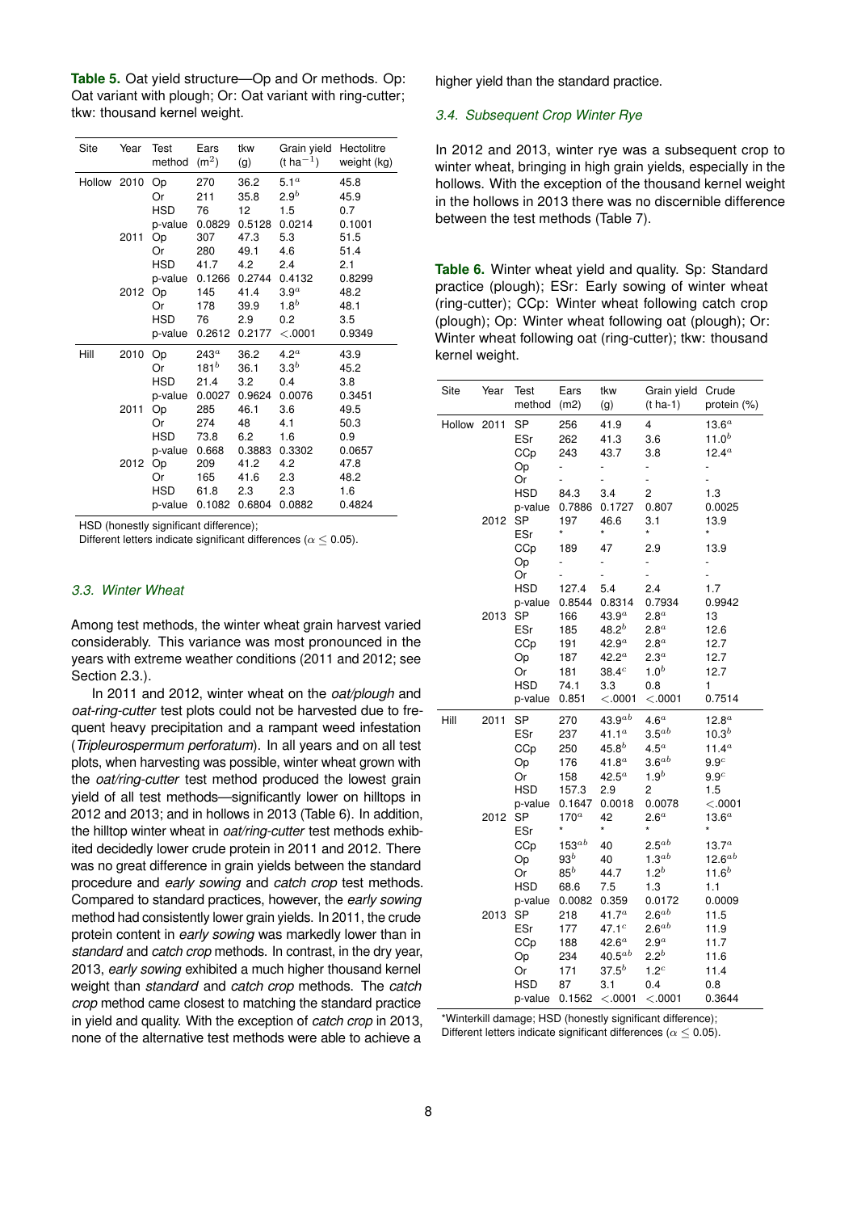**Table 5.** Oat yield structure—Op and Or methods. Op: Oat variant with plough; Or: Oat variant with ring-cutter; tkw: thousand kernel weight.

| Site | Year | Test method | Ears ($m^2$) | tkw (g) | Grain yield (t $ha^{-1}$) | Hectolitre weight (kg) |
|---|---|---|---|---|---|---|
| Hollow | 2010 | Op | 270 | 36.2 | $5.1^a$ | 45.8 |
| | | Or | 211 | 35.8 | $2.9^b$ | 45.9 |
| | | HSD | 76 | 12 | 1.5 | 0.7 |
| | | p-value | 0.0829 | 0.5128 | 0.0214 | 0.1001 |
| | 2011 | Op | 307 | 47.3 | 5.3 | 51.5 |
| | | Or | 280 | 49.1 | 4.6 | 51.4 |
| | | HSD | 41.7 | 4.2 | 2.4 | 2.1 |
| | | p-value | 0.1266 | 0.2744 | 0.4132 | 0.8299 |
| | 2012 | Op | 145 | 41.4 | $3.9^a$ | 48.2 |
| | | Or | 178 | 39.9 | $1.8^b$ | 48.1 |
| | | HSD | 76 | 2.9 | 0.2 | 3.5 |
| | | p-value | 0.2612 | 0.2177 | <.0001 | 0.9349 |
| Hill | 2010 | Op | $243^a$ | 36.2 | $4.2^a$ | 43.9 |
| | | Or | $181^b$ | 36.1 | $3.3^b$ | 45.2 |
| | | HSD | 21.4 | 3.2 | 0.4 | 3.8 |
| | | p-value | 0.0027 | 0.9624 | 0.0076 | 0.3451 |
| | 2011 | Op | 285 | 46.1 | 3.6 | 49.5 |
| | | Or | 274 | 48 | 4.1 | 50.3 |
| | | HSD | 73.8 | 6.2 | 1.6 | 0.9 |
| | | p-value | 0.668 | 0.3883 | 0.3302 | 0.0657 |
| | 2012 | Op | 209 | 41.2 | 4.2 | 47.8 |
| | | Or | 165 | 41.6 | 2.3 | 48.2 |
| | | HSD | 61.8 | 2.3 | 2.3 | 1.6 |
| | | p-value | 0.1082 | 0.6804 | 0.0882 | 0.4824 |

HSD (honestly significant difference);
Different letters indicate significant differences ($\alpha \leq 0.05$).

### *3.3. Winter Wheat*

Among test methods, the winter wheat grain harvest varied considerably. This variance was most pronounced in the years with extreme weather conditions (2011 and 2012; see Section 2.3.).

In 2011 and 2012, winter wheat on the *oat/plough* and *oat-ring-cutter* test plots could not be harvested due to frequent heavy precipitation and a rampant weed infestation (*Tripleurospermum perforatum*). In all years and on all test plots, when harvesting was possible, winter wheat grown with the *oat/ring-cutter* test method produced the lowest grain yield of all test methods—significantly lower on hilltops in 2012 and 2013; and in hollows in 2013 (Table 6). In addition, the hilltop winter wheat in *oat/ring-cutter* test methods exhibited decidedly lower crude protein in 2011 and 2012. There was no great difference in grain yields between the standard procedure and *early sowing* and *catch crop* test methods. Compared to standard practices, however, the *early sowing* method had consistently lower grain yields. In 2011, the crude protein content in *early sowing* was markedly lower than in *standard* and *catch crop* methods. In contrast, in the dry year, 2013, *early sowing* exhibited a much higher thousand kernel weight than *standard* and *catch crop* methods. The *catch crop* method came closest to matching the standard practice in yield and quality. With the exception of *catch crop* in 2013, none of the alternative test methods were able to achieve a higher yield than the standard practice.

### *3.4. Subsequent Crop Winter Rye*

In 2012 and 2013, winter rye was a subsequent crop to winter wheat, bringing in high grain yields, especially in the hollows. With the exception of the thousand kernel weight in the hollows in 2013 there was no discernible difference between the test methods (Table 7).

**Table 6.** Winter wheat yield and quality. Sp: Standard practice (plough); ESr: Early sowing of winter wheat (ring-cutter); CCp: Winter wheat following catch crop (plough); Op: Winter wheat following oat (plough); Or: Winter wheat following oat (ring-cutter); tkw: thousand kernel weight.

| Site | Year | Test method | Ears (m2) | tkw (g) | Grain yield (t ha-1) | Crude protein (%) |
|---|---|---|---|---|---|---|
| Hollow | 2011 | SP | 256 | 41.9 | 4 | $13.6^a$ |
| | | ESr | 262 | 41.3 | 3.6 | $11.0^b$ |
| | | CCp | 243 | 43.7 | 3.8 | $12.4^a$ |
| | | Op | - | - | - | - |
| | | Or | - | - | - | - |
| | | HSD | 84.3 | 3.4 | 2 | 1.3 |
| | | p-value | 0.7886 | 0.1727 | 0.807 | 0.0025 |
| | 2012 | SP | 197 | 46.6 | 3.1 | 13.9 |
| | | ESr | * | * | * | * |
| | | CCp | 189 | 47 | 2.9 | 13.9 |
| | | Op | - | - | - | - |
| | | Or | - | - | - | - |
| | | HSD | 127.4 | 5.4 | 2.4 | 1.7 |
| | | p-value | 0.8544 | 0.8314 | 0.7934 | 0.9942 |
| | 2013 | SP | 166 | $43.9^a$ | $2.8^a$ | 13 |
| | | ESr | 185 | $48.2^b$ | $2.8^a$ | 12.6 |
| | | CCp | 191 | $42.9^a$ | $2.8^a$ | 12.7 |
| | | Op | 187 | $42.2^a$ | $2.3^a$ | 12.7 |
| | | Or | 181 | $38.4^c$ | $1.0^b$ | 12.7 |
| | | HSD | 74.1 | 3.3 | 0.8 | 1 |
| | | p-value | 0.851 | <.0001 | <.0001 | 0.7514 |
| Hill | 2011 | SP | 270 | $43.9^{ab}$ | $4.6^a$ | $12.8^a$ |
| | | ESr | 237 | $41.1^a$ | $3.5^{ab}$ | $10.3^b$ |
| | | CCp | 250 | $45.8^b$ | $4.5^a$ | $11.4^a$ |
| | | Op | 176 | $41.8^a$ | $3.6^{ab}$ | $9.9^c$ |
| | | Or | 158 | $42.5^a$ | $1.9^b$ | $9.9^c$ |
| | | HSD | 157.3 | 2.9 | 2 | 1.5 |
| | | p-value | 0.1647 | 0.0018 | 0.0078 | <.0001 |
| | 2012 | SP | $170^a$ | 42 | $2.6^a$ | $13.6^a$ |
| | | ESr | * | * | * | * |
| | | CCp | $153^{ab}$ | 40 | $2.5^{ab}$ | $13.7^a$ |
| | | Op | $93^b$ | 40 | $1.3^{ab}$ | $12.6^{ab}$ |
| | | Or | $85^b$ | 44.7 | $1.2^b$ | $11.6^b$ |
| | | HSD | 68.6 | 7.5 | 1.3 | 1.1 |
| | | p-value | 0.0082 | 0.359 | 0.0172 | 0.0009 |
| | 2013 | SP | 218 | $41.7^a$ | $2.6^{ab}$ | 11.5 |
| | | ESr | 177 | $47.1^c$ | $2.6^{ab}$ | 11.9 |
| | | CCp | 188 | $42.6^a$ | $2.9^a$ | 11.7 |
| | | Op | 234 | $40.5^{ab}$ | $2.2^b$ | 11.6 |
| | | Or | 171 | $37.5^b$ | $1.2^c$ | 11.4 |
| | | HSD | 87 | 3.1 | 0.4 | 0.8 |
| | | p-value | 0.1562 | <.0001 | <.0001 | 0.3644 |

*Winterkill damage; HSD (honestly significant difference);
Different letters indicate significant differences ($\alpha \leq 0.05$).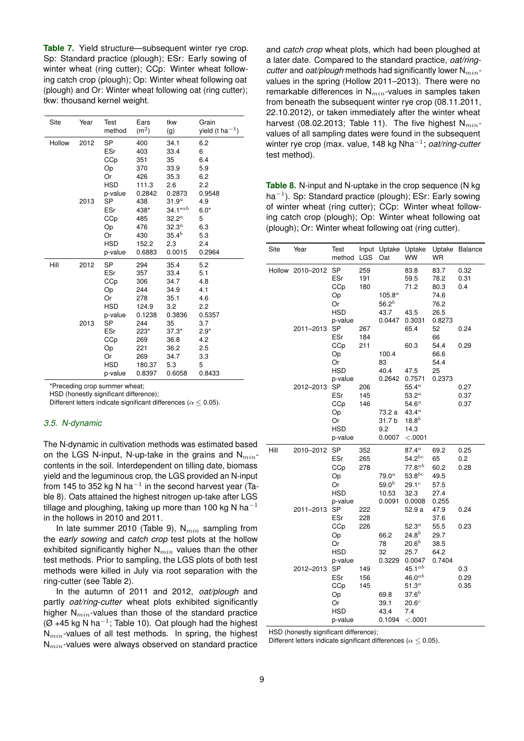**Table 7.** Yield structure—subsequent winter rye crop. Sp: Standard practice (plough); ESr: Early sowing of winter wheat (ring cutter); CCp: Winter wheat following catch crop (plough); Op: Winter wheat following oat (plough) and Or: Winter wheat following oat (ring cutter); tkw: thousand kernel weight.

| Site | Year | Test method | Ears ($m^2$) | tkw (g) | Grain yield (t $ha^{-1}$) |
|---|---|---|---|---|---|
| Hollow | 2012 | SP | 400 | 34.1 | 6.2 |
| | | ESr | 403 | 33.4 | 6 |
| | | CCp | 351 | 35 | 6.4 |
| | | Op | 370 | 33.9 | 5.9 |
| | | Or | 426 | 35.3 | 6.2 |
| | | HSD | 111.3 | 2.6 | 2.2 |
| | | p-value | 0.2842 | 0.2873 | 0.9548 |
| | 2013 | SP | 438 | $31.9^{a}$ | 4.9 |
| | | ESr | 438* | $34.1^{*ab}$ | 6.0* |
| | | CCp | 485 | $32.2^{a}$ | 5 |
| | | Op | 476 | $32.3^{a}$ | 6.3 |
| | | Or | 430 | $35.4^{b}$ | 5.3 |
| | | HSD | 152.2 | 2.3 | 2.4 |
| | | p-value | 0.6883 | 0.0015 | 0.2964 |
| Hill | 2012 | SP | 294 | 35.4 | 5.2 |
| | | ESr | 357 | 33.4 | 5.1 |
| | | CCp | 306 | 34.7 | 4.8 |
| | | Op | 244 | 34.9 | 4.1 |
| | | Or | 278 | 35.1 | 4.6 |
| | | HSD | 124.9 | 3.2 | 2.2 |
| | | p-value | 0.1238 | 0.3836 | 0.5357 |
| | 2013 | SP | 244 | 35 | 3.7 |
| | | ESr | 223* | 37.3* | 2.9* |
| | | CCp | 269 | 36.8 | 4.2 |
| | | Op | 221 | 36.2 | 2.5 |
| | | Or | 269 | 34.7 | 3.3 |
| | | HSD | 180.37 | 5.3 | 5 |
| | | p-value | 0.8397 | 0.6058 | 0.8433 |

*Preceding crop summer wheat;
HSD (honestly significant difference);
Different letters indicate significant differences ($\alpha \leq 0.05$).

### 3.5. N-dynamic

The N-dynamic in cultivation methods was estimated based on the LGS N-input, N-up-take in the grains and $N_{min}$-contents in the soil. Interdependent on tilling date, biomass yield and the leguminous crop, the LGS provided an N-input from 145 to 352 kg N $ha^{-1}$ in the second harvest year (Table 8). Oats attained the highest nitrogen up-take after LGS tillage and ploughing, taking up more than 100 kg N $ha^{-1}$ in the hollows in 2010 and 2011.

In late summer 2010 (Table 9), $N_{min}$ sampling from the *early sowing* and *catch crop* test plots at the hollow exhibited significantly higher $N_{min}$ values than the other test methods. Prior to sampling, the LGS plots of both test methods were killed in July via root separation with the ring-cutter (see Table 2).

In the autumn of 2011 and 2012, *oat/plough* and partly *oat/ring-cutter* wheat plots exhibited significantly higher $N_{min}$-values than those of the standard practice (Ø +45 kg N $ha^{-1}$; Table 10). Oat plough had the highest $N_{min}$-values of all test methods. In spring, the highest $N_{min}$-values were always observed on standard practice and *catch crop* wheat plots, which had been ploughed at a later date. Compared to the standard practice, *oat/ring-cutter* and *oat/plough* methods had significantly lower $N_{min}$-values in the spring (Hollow 2011–2013). There were no remarkable differences in $N_{min}$-values in samples taken from beneath the subsequent winter rye crop (08.11.2011, 22.10.2012), or taken immediately after the winter wheat harvest (08.02.2013; Table 11). The five highest $N_{min}$-values of all sampling dates were found in the subsequent winter rye crop (max. value, 148 kg N$ha^{-1}$; *oat/ring-cutter* test method).

**Table 8.** N-input and N-uptake in the crop sequence (N kg $ha^{-1}$). Sp: Standard practice (plough); ESr: Early sowing of winter wheat (ring cutter); CCp: Winter wheat following catch crop (plough); Op: Winter wheat following oat (plough); Or: Winter wheat following oat (ring cutter).

| Site | Year | Test method | Input LGS | Uptake Oat | Uptake WW | Uptake WR | Balance |
|---|---|---|---|---|---|---|---|
| Hollow | 2010–2012 | SP | 259 | | 83.8 | 83.7 | 0.32 |
| | | ESr | 191 | | 59.5 | 78.2 | 0.31 |
| | | CCp | 180 | | 71.2 | 80.3 | 0.4 |
| | | Op | | $105.8^{a}$ | | 74.6 | |
| | | Or | | $56.2^{b}$ | | 76.2 | |
| | | HSD | | 43.7 | 43.5 | 26.5 | |
| | | p-value | | 0.0447 | 0.3031 | 0.8273 | |
| | 2011–2013 | SP | 267 | | 65.4 | 52 | 0.24 |
| | | ESr | 184 | | | 66 | |
| | | CCp | 211 | | 60.3 | 54.4 | 0.29 |
| | | Op | | 100.4 | | 66.6 | |
| | | Or | | 83 | | 54.4 | |
| | | HSD | | 40.4 | 47.5 | 25 | |
| | | p-value | | 0.2642 | 0.7571 | 0.2373 | |
| | 2012–2013 | SP | 206 | | $55.4^{a}$ | | 0.27 |
| | | ESr | 145 | | $53.2^{a}$ | | 0.37 |
| | | CCp | 146 | | $54.6^{a}$ | | 0.37 |
| | | Op | | 73.2 a | $43.4^{a}$ | | |
| | | Or | | 31.7 b | $18.8^{b}$ | | |
| | | HSD | | 9.2 | 14.3 | | |
| | | p-value | | 0.0007 | <.0001 | | |
| Hill | 2010–2012 | SP | 352 | | $87.4^{a}$ | 69.2 | 0.25 |
| | | ESr | 265 | | $54.2^{bc}$ | 65 | 0.2 |
| | | CCp | 278 | | $77.8^{ab}$ | 60.2 | 0.28 |
| | | Op | | $79.0^{a}$ | $53.8^{bc}$ | 49.5 | |
| | | Or | | $59.0^{b}$ | $29.1^{c}$ | 57.5 | |
| | | HSD | | 10.53 | 32.3 | 27.4 | |
| | | p-value | | 0.0091 | 0.0008 | 0.255 | |
| | 2011–2013 | SP | 222 | | 52.9 a | 47.9 | 0.24 |
| | | ESr | 228 | | | 37.6 | |
| | | CCp | 226 | | $52.3^{a}$ | 55.5 | 0.23 |
| | | Op | | 66.2 | $24.8^{b}$ | 29.7 | |
| | | Or | | 78 | $20.6^{b}$ | 38.5 | |
| | | HSD | | 32 | 25.7 | 64.2 | |
| | | p-value | | 0.3229 | 0.0047 | 0.7404 | |
| | 2012–2013 | SP | 149 | | $45.1^{ab}$ | | 0.3 |
| | | ESr | 156 | | $46.0^{ab}$ | | 0.29 |
| | | CCp | 145 | | $51.3^{a}$ | | 0.35 |
| | | Op | | 69.8 | $37.6^{b}$ | | |
| | | Or | | 39.1 | $20.6^{c}$ | | |
| | | HSD | | 43.4 | 7.4 | | |
| | | p-value | | 0.1094 | <.0001 | | |

HSD (honestly significant difference);
Different letters indicate significant differences ($\alpha \leq 0.05$).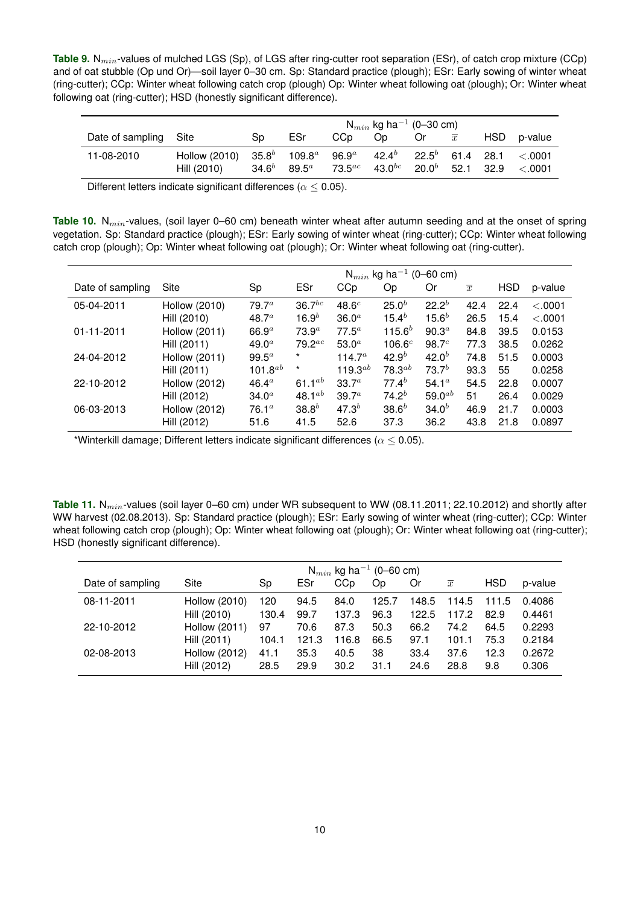**Table 9.** $N_{min}$-values of mulched LGS (Sp), of LGS after ring-cutter root separation (ESr), of catch crop mixture (CCp) and of oat stubble (Op und Or)—soil layer 0–30 cm. Sp: Standard practice (plough); ESr: Early sowing of winter wheat (ring-cutter); CCp: Winter wheat following catch crop (plough) Op: Winter wheat following oat (plough); Or: Winter wheat following oat (ring-cutter); HSD (honestly significant difference).

| | | $N_{min}$ kg ha$^{-1}$ (0–30 cm) | | | | | | | |
|---|---|---|---|---|---|---|---|---|---|
| Date of sampling | Site | Sp | ESr | CCp | Op | Or | $\overline{x}$ | HSD | p-value |
| 11-08-2010 | Hollow (2010) | $35.8^{b}$ | $109.8^{a}$ | $96.9^{a}$ | $42.4^{b}$ | $22.5^{b}$ | 61.4 | 28.1 | <.0001 |
| | Hill (2010) | $34.6^{b}$ | $89.5^{a}$ | $73.5^{ac}$ | $43.0^{bc}$ | $20.0^{b}$ | 52.1 | 32.9 | <.0001 |

Different letters indicate significant differences ($\alpha \leq 0.05$).

**Table 10.** $N_{min}$-values, (soil layer 0–60 cm) beneath winter wheat after autumn seeding and at the onset of spring vegetation. Sp: Standard practice (plough); ESr: Early sowing of winter wheat (ring-cutter); CCp: Winter wheat following catch crop (plough); Op: Winter wheat following oat (plough); Or: Winter wheat following oat (ring-cutter).

| | | $N_{min}$ kg ha$^{-1}$ (0–60 cm) | | | | | | | |
|---|---|---|---|---|---|---|---|---|---|
| Date of sampling | Site | Sp | ESr | CCp | Op | Or | $\overline{x}$ | HSD | p-value |
| 05-04-2011 | Hollow (2010) | $79.7^{a}$ | $36.7^{bc}$ | $48.6^{c}$ | $25.0^{b}$ | $22.2^{b}$ | 42.4 | 22.4 | <.0001 |
| | Hill (2010) | $48.7^{a}$ | $16.9^{b}$ | $36.0^{a}$ | $15.4^{b}$ | $15.6^{b}$ | 26.5 | 15.4 | <.0001 |
| 01-11-2011 | Hollow (2011) | $66.9^{a}$ | $73.9^{a}$ | $77.5^{a}$ | $115.6^{b}$ | $90.3^{a}$ | 84.8 | 39.5 | 0.0153 |
| | Hill (2011) | $49.0^{a}$ | $79.2^{ac}$ | $53.0^{a}$ | $106.6^{c}$ | $98.7^{c}$ | 77.3 | 38.5 | 0.0262 |
| 24-04-2012 | Hollow (2011) | $99.5^{a}$ | * | $114.7^{a}$ | $42.9^{b}$ | $42.0^{b}$ | 74.8 | 51.5 | 0.0003 |
| | Hill (2011) | $101.8^{ab}$ | * | $119.3^{ab}$ | $78.3^{ab}$ | $73.7^{b}$ | 93.3 | 55 | 0.0258 |
| 22-10-2012 | Hollow (2012) | $46.4^{a}$ | $61.1^{ab}$ | $33.7^{a}$ | $77.4^{b}$ | $54.1^{a}$ | 54.5 | 22.8 | 0.0007 |
| | Hill (2012) | $34.0^{a}$ | $48.1^{ab}$ | $39.7^{a}$ | $74.2^{b}$ | $59.0^{ab}$ | 51 | 26.4 | 0.0029 |
| 06-03-2013 | Hollow (2012) | $76.1^{a}$ | $38.8^{b}$ | $47.3^{b}$ | $38.6^{b}$ | $34.0^{b}$ | 46.9 | 21.7 | 0.0003 |
| | Hill (2012) | 51.6 | 41.5 | 52.6 | 37.3 | 36.2 | 43.8 | 21.8 | 0.0897 |

*Winterkill damage; Different letters indicate significant differences ($\alpha \leq 0.05$).

**Table 11.** $N_{min}$-values (soil layer 0–60 cm) under WR subsequent to WW (08.11.2011; 22.10.2012) and shortly after WW harvest (02.08.2013). Sp: Standard practice (plough); ESr: Early sowing of winter wheat (ring-cutter); CCp: Winter wheat following catch crop (plough); Op: Winter wheat following oat (plough); Or: Winter wheat following oat (ring-cutter); HSD (honestly significant difference).

| | | $N_{min}$ kg ha$^{-1}$ (0–60 cm) | | | | | | | |
|---|---|---|---|---|---|---|---|---|---|
| Date of sampling | Site | Sp | ESr | CCp | Op | Or | $\overline{x}$ | HSD | p-value |
| 08-11-2011 | Hollow (2010) | 120 | 94.5 | 84.0 | 125.7 | 148.5 | 114.5 | 111.5 | 0.4086 |
| | Hill (2010) | 130.4 | 99.7 | 137.3 | 96.3 | 122.5 | 117.2 | 82.9 | 0.4461 |
| 22-10-2012 | Hollow (2011) | 97 | 70.6 | 87.3 | 50.3 | 66.2 | 74.2 | 64.5 | 0.2293 |
| | Hill (2011) | 104.1 | 121.3 | 116.8 | 66.5 | 97.1 | 101.1 | 75.3 | 0.2184 |
| 02-08-2013 | Hollow (2012) | 41.1 | 35.3 | 40.5 | 38 | 33.4 | 37.6 | 12.3 | 0.2672 |
| | Hill (2012) | 28.5 | 29.9 | 30.2 | 31.1 | 24.6 | 28.8 | 9.8 | 0.306 |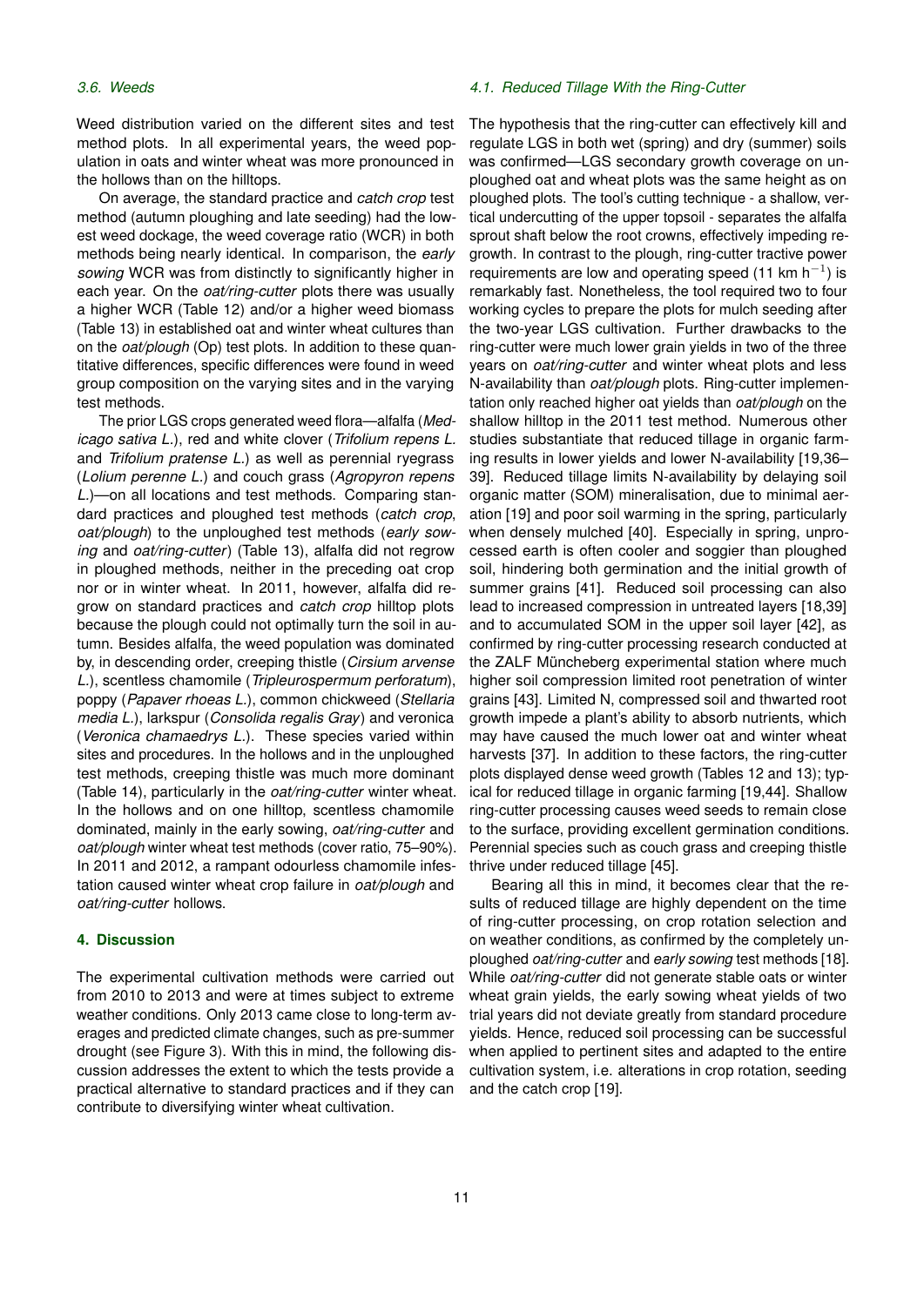### 3.6. Weeds

Weed distribution varied on the different sites and test method plots. In all experimental years, the weed population in oats and winter wheat was more pronounced in the hollows than on the hilltops.

On average, the standard practice and *catch crop* test method (autumn ploughing and late seeding) had the lowest weed dockage, the weed coverage ratio (WCR) in both methods being nearly identical. In comparison, the *early sowing* WCR was from distinctly to significantly higher in each year. On the *oat/ring-cutter* plots there was usually a higher WCR (Table 12) and/or a higher weed biomass (Table 13) in established oat and winter wheat cultures than on the *oat/plough* (Op) test plots. In addition to these quantitative differences, specific differences were found in weed group composition on the varying sites and in the varying test methods.

The prior LGS crops generated weed flora—alfalfa (*Medicago sativa L.*), red and white clover (*Trifolium repens L.* and *Trifolium pratense L.*) as well as perennial ryegrass (*Lolium perenne L.*) and couch grass (*Agropyron repens L.*)—on all locations and test methods. Comparing standard practices and ploughed test methods (*catch crop*, *oat/plough*) to the unploughed test methods (*early sowing* and *oat/ring-cutter*) (Table 13), alfalfa did not regrow in ploughed methods, neither in the preceding oat crop nor or in winter wheat. In 2011, however, alfalfa did regrow on standard practices and *catch crop* hilltop plots because the plough could not optimally turn the soil in autumn. Besides alfalfa, the weed population was dominated by, in descending order, creeping thistle (*Cirsium arvense L.*), scentless chamomile (*Tripleurospermum perforatum*), poppy (*Papaver rhoeas L.*), common chickweed (*Stellaria media L.*), larkspur (*Consolida regalis Gray*) and veronica (*Veronica chamaedrys L.*). These species varied within sites and procedures. In the hollows and in the unploughed test methods, creeping thistle was much more dominant (Table 14), particularly in the *oat/ring-cutter* winter wheat. In the hollows and on one hilltop, scentless chamomile dominated, mainly in the early sowing, *oat/ring-cutter* and *oat/plough* winter wheat test methods (cover ratio, 75–90%). In 2011 and 2012, a rampant odourless chamomile infestation caused winter wheat crop failure in *oat/plough* and *oat/ring-cutter* hollows.

## 4. Discussion

The experimental cultivation methods were carried out from 2010 to 2013 and were at times subject to extreme weather conditions. Only 2013 came close to long-term averages and predicted climate changes, such as pre-summer drought (see Figure 3). With this in mind, the following discussion addresses the extent to which the tests provide a practical alternative to standard practices and if they can contribute to diversifying winter wheat cultivation.

### 4.1. Reduced Tillage With the Ring-Cutter

The hypothesis that the ring-cutter can effectively kill and regulate LGS in both wet (spring) and dry (summer) soils was confirmed—LGS secondary growth coverage on unploughed oat and wheat plots was the same height as on ploughed plots. The tool's cutting technique - a shallow, vertical undercutting of the upper topsoil - separates the alfalfa sprout shaft below the root crowns, effectively impeding regrowth. In contrast to the plough, ring-cutter tractive power requirements are low and operating speed (11 km $h^{-1}$) is remarkably fast. Nonetheless, the tool required two to four working cycles to prepare the plots for mulch seeding after the two-year LGS cultivation. Further drawbacks to the ring-cutter were much lower grain yields in two of the three years on *oat/ring-cutter* and winter wheat plots and less N-availability than *oat/plough* plots. Ring-cutter implementation only reached higher oat yields than *oat/plough* on the shallow hilltop in the 2011 test method. Numerous other studies substantiate that reduced tillage in organic farming results in lower yields and lower N-availability [19,36–39]. Reduced tillage limits N-availability by delaying soil organic matter (SOM) mineralisation, due to minimal aeration [19] and poor soil warming in the spring, particularly when densely mulched [40]. Especially in spring, unprocessed earth is often cooler and soggier than ploughed soil, hindering both germination and the initial growth of summer grains [41]. Reduced soil processing can also lead to increased compression in untreated layers [18,39] and to accumulated SOM in the upper soil layer [42], as confirmed by ring-cutter processing research conducted at the ZALF Müncheberg experimental station where much higher soil compression limited root penetration of winter grains [43]. Limited N, compressed soil and thwarted root growth impede a plant's ability to absorb nutrients, which may have caused the much lower oat and winter wheat harvests [37]. In addition to these factors, the ring-cutter plots displayed dense weed growth (Tables 12 and 13); typical for reduced tillage in organic farming [19,44]. Shallow ring-cutter processing causes weed seeds to remain close to the surface, providing excellent germination conditions. Perennial species such as couch grass and creeping thistle thrive under reduced tillage [45].

Bearing all this in mind, it becomes clear that the results of reduced tillage are highly dependent on the time of ring-cutter processing, on crop rotation selection and on weather conditions, as confirmed by the completely unploughed *oat/ring-cutter* and *early sowing* test methods [18]. While *oat/ring-cutter* did not generate stable oats or winter wheat grain yields, the early sowing wheat yields of two trial years did not deviate greatly from standard procedure yields. Hence, reduced soil processing can be successful when applied to pertinent sites and adapted to the entire cultivation system, i.e. alterations in crop rotation, seeding and the catch crop [19].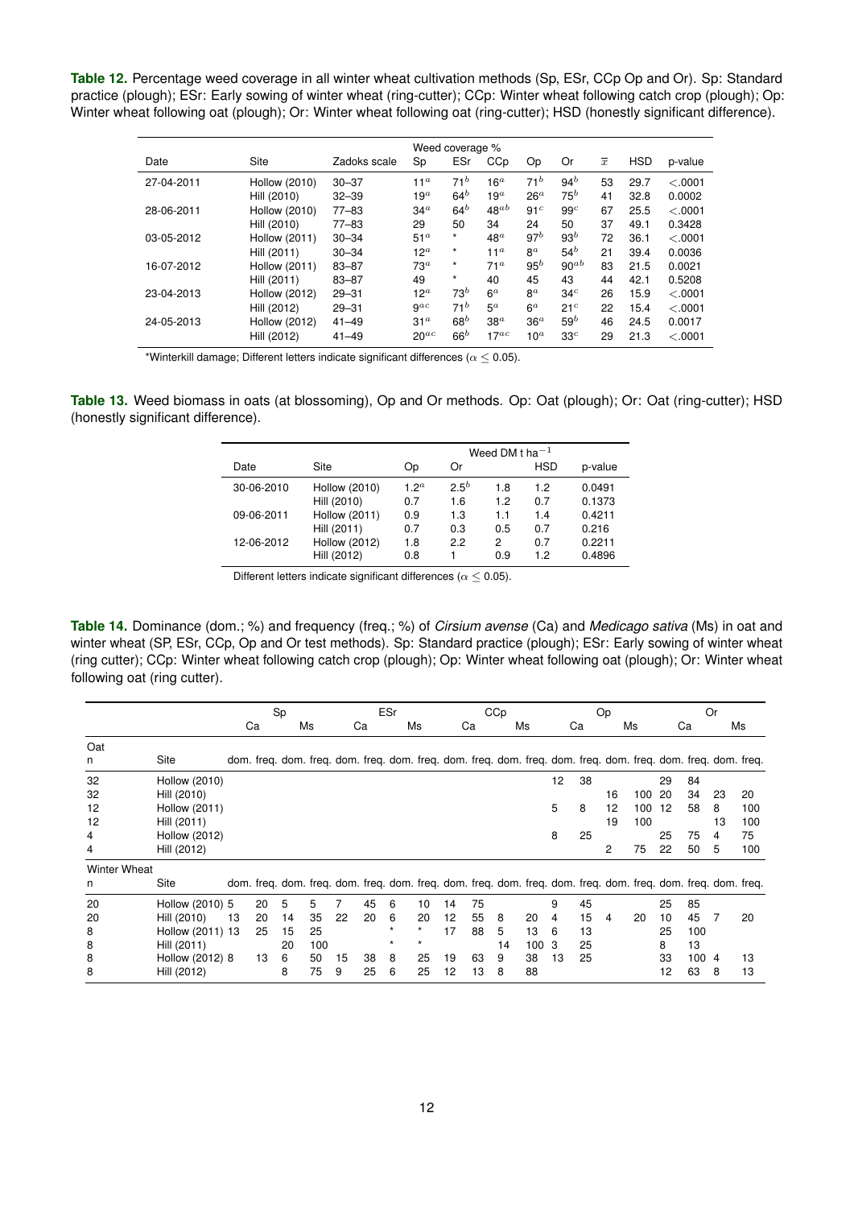**Table 12.** Percentage weed coverage in all winter wheat cultivation methods (Sp, ESr, CCp Op and Or). Sp: Standard practice (plough); ESr: Early sowing of winter wheat (ring-cutter); CCp: Winter wheat following catch crop (plough); Op: Winter wheat following oat (plough); Or: Winter wheat following oat (ring-cutter); HSD (honestly significant difference).

| | | | Weed coverage % | | | | | | | |
|---|---|---|---|---|---|---|---|---|---|---|
| Date | Site | Zadoks scale | Sp | ESr | CCp | Op | Or | $\overline{x}$ | HSD | p-value |
| 27-04-2011 | Hollow (2010) | 30–37 | $11^{a}$ | $71^{b}$ | $16^{a}$ | $71^{b}$ | $94^{b}$ | 53 | 29.7 | <.0001 |
| | Hill (2010) | 32–39 | $19^{a}$ | $64^{b}$ | $19^{a}$ | $26^{a}$ | $75^{b}$ | 41 | 32.8 | 0.0002 |
| 28-06-2011 | Hollow (2010) | 77–83 | $34^{a}$ | $64^{b}$ | $48^{ab}$ | $91^{c}$ | $99^{c}$ | 67 | 25.5 | <.0001 |
| | Hill (2010) | 77–83 | 29 | 50 | 34 | 24 | 50 | 37 | 49.1 | 0.3428 |
| 03-05-2012 | Hollow (2011) | 30–34 | $51^{a}$ | * | $48^{a}$ | $97^{b}$ | $93^{b}$ | 72 | 36.1 | <.0001 |
| | Hill (2011) | 30–34 | $12^{a}$ | * | $11^{a}$ | $8^{a}$ | $54^{b}$ | 21 | 39.4 | 0.0036 |
| 16-07-2012 | Hollow (2011) | 83–87 | $73^{a}$ | * | $71^{a}$ | $95^{b}$ | $90^{ab}$ | 83 | 21.5 | 0.0021 |
| | Hill (2011) | 83–87 | 49 | * | 40 | 45 | 43 | 44 | 42.1 | 0.5208 |
| 23-04-2013 | Hollow (2012) | 29–31 | $12^{a}$ | $73^{b}$ | $6^{a}$ | $8^{a}$ | $34^{c}$ | 26 | 15.9 | <.0001 |
| | Hill (2012) | 29–31 | $9^{ac}$ | $71^{b}$ | $5^{a}$ | $6^{a}$ | $21^{c}$ | 22 | 15.4 | <.0001 |
| 24-05-2013 | Hollow (2012) | 41–49 | $31^{a}$ | $68^{b}$ | $38^{a}$ | $36^{a}$ | $59^{b}$ | 46 | 24.5 | 0.0017 |
| | Hill (2012) | 41–49 | $20^{ac}$ | $66^{b}$ | $17^{ac}$ | $10^{a}$ | $33^{c}$ | 29 | 21.3 | <.0001 |

*Winterkill damage; Different letters indicate significant differences ($\alpha \leq 0.05$).

**Table 13.** Weed biomass in oats (at blossoming), Op and Or methods. Op: Oat (plough); Or: Oat (ring-cutter); HSD (honestly significant difference).

| | | Weed DM t ha$^{-1}$ | | | | |
|---|---|---|---|---|---|---|
| Date | Site | Op | Or | | HSD | p-value |
| 30-06-2010 | Hollow (2010) | $1.2^{a}$ | $2.5^{b}$ | 1.8 | 1.2 | 0.0491 |
| | Hill (2010) | 0.7 | 1.6 | 1.2 | 0.7 | 0.1373 |
| 09-06-2011 | Hollow (2011) | 0.9 | 1.3 | 1.1 | 1.4 | 0.4211 |
| | Hill (2011) | 0.7 | 0.3 | 0.5 | 0.7 | 0.216 |
| 12-06-2012 | Hollow (2012) | 1.8 | 2.2 | 2 | 0.7 | 0.2211 |
| | Hill (2012) | 0.8 | 1 | 0.9 | 1.2 | 0.4896 |

Different letters indicate significant differences ($\alpha \leq 0.05$).

**Table 14.** Dominance (dom.; %) and frequency (freq.; %) of *Cirsium avense* (Ca) and *Medicago sativa* (Ms) in oat and winter wheat (SP, ESr, CCp, Op and Or test methods). Sp: Standard practice (plough); ESr: Early sowing of winter wheat (ring cutter); CCp: Winter wheat following catch crop (plough); Op: Winter wheat following oat (plough); Or: Winter wheat following oat (ring cutter).

| | | Sp | | | | ESr | | | | CCp | | | | Op | | | | Or | | | |
|---|---|---|---|---|---|---|---|---|---|---|---|---|---|---|---|---|---|---|---|---|---|
| | | Ca | | Ms | | Ca | | Ms | | Ca | | Ms | | Ca | | Ms | | Ca | | Ms | |
| **Oat** | | | | | | | | | | | | | | | | | | | | | |
| n | Site | dom. | freq. | dom. | freq. | dom. | freq. | dom. | freq. | dom. | freq. | dom. | freq. | dom. | freq. | dom. | freq. | dom. | freq. | dom. | freq. |
| 32 | Hollow (2010) | | | | | | | | | | | | | 12 | 38 | | | 29 | 84 | | |
| 32 | Hill (2010) | | | | | | | | | | | | | | | 16 | 100 | 20 | 34 | 8 | 20 |
| 12 | Hollow (2011) | | | | | | | | | | | | | 5 | 8 | 12 | 100 | 12 | 58 | 8 | 100 |
| 12 | Hill (2011) | | | | | | | | | | | | | | | 19 | 100 | | | 13 | 100 |
| 4 | Hollow (2012) | | | | | | | | | | | | | 8 | 25 | | | 25 | 75 | 4 | 75 |
| 4 | Hill (2012) | | | | | | | | | | | | | | | 2 | 75 | 22 | 50 | 5 | 100 |
| **Winter Wheat** | | | | | | | | | | | | | | | | | | | | | |
| n | Site | dom. | freq. | dom. | freq. | dom. | freq. | dom. | freq. | dom. | freq. | dom. | freq. | dom. | freq. | dom. | freq. | dom. | freq. | dom. | freq. |
| 20 | Hollow (2010) | 5 | 20 | 5 | 5 | 7 | 45 | 6 | 10 | 14 | 75 | | | 9 | 45 | | | 25 | 85 | | |
| 20 | Hill (2010) | 13 | 20 | 14 | 35 | 22 | 20 | 6 | 20 | 12 | 55 | 8 | 20 | 4 | 15 | 4 | 20 | 10 | 45 | 7 | 20 |
| 8 | Hollow (2011) | 13 | 25 | 15 | 25 | | | * | * | 17 | 88 | 5 | 13 | 6 | 13 | | | 25 | 100 | | |
| 8 | Hill (2011) | | | 20 | 100 | | | * | * | | | 14 | 100 | 3 | 25 | | | 8 | 13 | | |
| 8 | Hollow (2012) | 8 | 13 | 6 | 50 | 15 | 38 | 8 | 25 | 19 | 63 | 9 | 38 | 13 | 25 | | | 33 | 100 | 4 | 13 |
| 8 | Hill (2012) | | | 8 | 75 | 9 | 25 | 6 | 25 | 12 | 13 | 8 | 88 | | | | | 12 | 63 | 8 | 13 |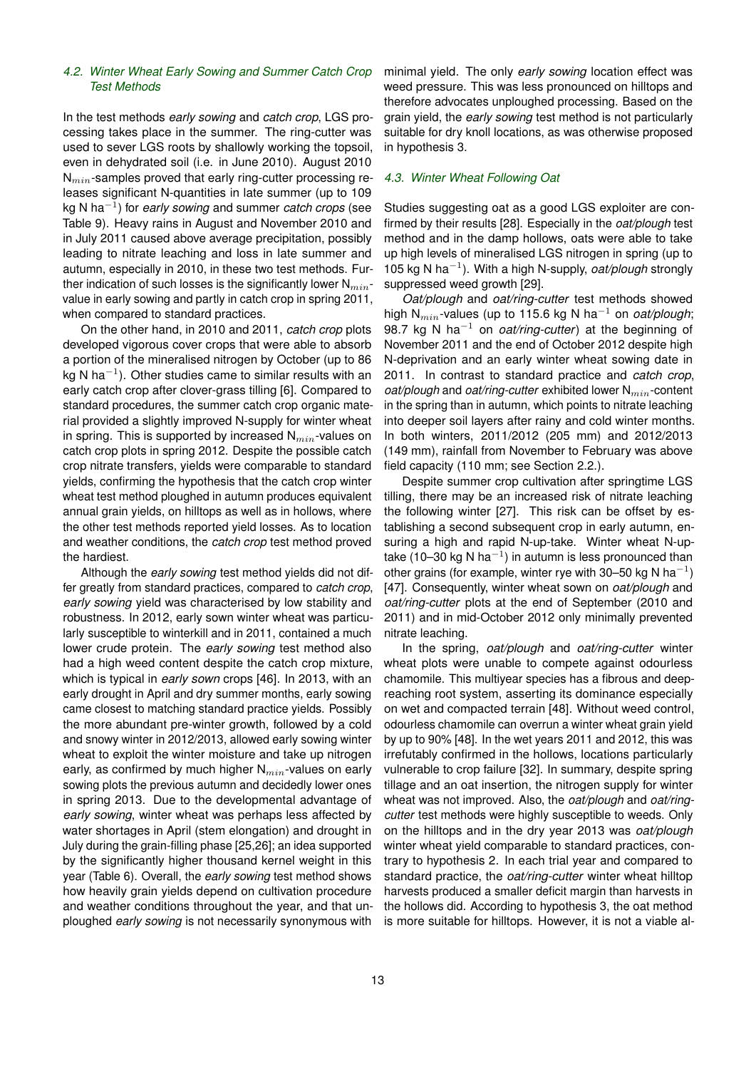### 4.2. Winter Wheat Early Sowing and Summer Catch Crop Test Methods

In the test methods *early sowing* and *catch crop*, LGS processing takes place in the summer. The ring-cutter was used to sever LGS roots by shallowly working the topsoil, even in dehydrated soil (i.e. in June 2010). August 2010 $N_{min}$-samples proved that early ring-cutter processing releases significant N-quantities in late summer (up to 109 kg N ha$^{-1}$) for *early sowing* and summer *catch crops* (see Table 9). Heavy rains in August and November 2010 and in July 2011 caused above average precipitation, possibly leading to nitrate leaching and loss in late summer and autumn, especially in 2010, in these two test methods. Further indication of such losses is the significantly lower $N_{min}$-value in early sowing and partly in catch crop in spring 2011, when compared to standard practices.

On the other hand, in 2010 and 2011, *catch crop* plots developed vigorous cover crops that were able to absorb a portion of the mineralised nitrogen by October (up to 86 kg N ha$^{-1}$). Other studies came to similar results with an early catch crop after clover-grass tilling [6]. Compared to standard procedures, the summer catch crop organic material provided a slightly improved N-supply for winter wheat in spring. This is supported by increased $N_{min}$-values on catch crop plots in spring 2012. Despite the possible catch crop nitrate transfers, yields were comparable to standard yields, confirming the hypothesis that the catch crop winter wheat test method ploughed in autumn produces equivalent annual grain yields, on hilltops as well as in hollows, where the other test methods reported yield losses. As to location and weather conditions, the *catch crop* test method proved the hardiest.

Although the *early sowing* test method yields did not differ greatly from standard practices, compared to *catch crop*, *early sowing* yield was characterised by low stability and robustness. In 2012, early sown winter wheat was particularly susceptible to winterkill and in 2011, contained a much lower crude protein. The *early sowing* test method also had a high weed content despite the catch crop mixture, which is typical in *early sown* crops [46]. In 2013, with an early drought in April and dry summer months, early sowing came closest to matching standard practice yields. Possibly the more abundant pre-winter growth, followed by a cold and snowy winter in 2012/2013, allowed early sowing winter wheat to exploit the winter moisture and take up nitrogen early, as confirmed by much higher $N_{min}$-values on early sowing plots the previous autumn and decidedly lower ones in spring 2013. Due to the developmental advantage of *early sowing*, winter wheat was perhaps less affected by water shortages in April (stem elongation) and drought in July during the grain-filling phase [25,26]; an idea supported by the significantly higher thousand kernel weight in this year (Table 6). Overall, the *early sowing* test method shows how heavily grain yields depend on cultivation procedure and weather conditions throughout the year, and that unploughed *early sowing* is not necessarily synonymous with minimal yield. The only *early sowing* location effect was weed pressure. This was less pronounced on hilltops and therefore advocates unploughed processing. Based on the grain yield, the *early sowing* test method is not particularly suitable for dry knoll locations, as was otherwise proposed in hypothesis 3.

### 4.3. Winter Wheat Following Oat

Studies suggesting oat as a good LGS exploiter are confirmed by their results [28]. Especially in the *oat/plough* test method and in the damp hollows, oats were able to take up high levels of mineralised LGS nitrogen in spring (up to 105 kg N ha$^{-1}$). With a high N-supply, *oat/plough* strongly suppressed weed growth [29].

*Oat/plough* and *oat/ring-cutter* test methods showed high $N_{min}$-values (up to 115.6 kg N ha$^{-1}$ on *oat/plough*; 98.7 kg N ha$^{-1}$ on *oat/ring-cutter*) at the beginning of November 2011 and the end of October 2012 despite high N-deprivation and an early winter wheat sowing date in 2011. In contrast to standard practice and *catch crop*, *oat/plough* and *oat/ring-cutter* exhibited lower $N_{min}$-content in the spring than in autumn, which points to nitrate leaching into deeper soil layers after rainy and cold winter months. In both winters, 2011/2012 (205 mm) and 2012/2013 (149 mm), rainfall from November to February was above field capacity (110 mm; see Section 2.2.).

Despite summer crop cultivation after springtime LGS tilling, there may be an increased risk of nitrate leaching the following winter [27]. This risk can be offset by establishing a second subsequent crop in early autumn, ensuring a high and rapid N-up-take. Winter wheat N-uptake (10–30 kg N ha$^{-1}$) in autumn is less pronounced than other grains (for example, winter rye with 30–50 kg N ha$^{-1}$) [47]. Consequently, winter wheat sown on *oat/plough* and *oat/ring-cutter* plots at the end of September (2010 and 2011) and in mid-October 2012 only minimally prevented nitrate leaching.

In the spring, *oat/plough* and *oat/ring-cutter* winter wheat plots were unable to compete against odourless chamomile. This multiyear species has a fibrous and deep-reaching root system, asserting its dominance especially on wet and compacted terrain [48]. Without weed control, odourless chamomile can overrun a winter wheat grain yield by up to 90% [48]. In the wet years 2011 and 2012, this was irrefutably confirmed in the hollows, locations particularly vulnerable to crop failure [32]. In summary, despite spring tillage and an oat insertion, the nitrogen supply for winter wheat was not improved. Also, the *oat/plough* and *oat/ring-cutter* test methods were highly susceptible to weeds. Only on the hilltops and in the dry year 2013 was *oat/plough* winter wheat yield comparable to standard practices, contrary to hypothesis 2. In each trial year and compared to standard practice, the *oat/ring-cutter* winter wheat hilltop harvests produced a smaller deficit margin than harvests in the hollows did. According to hypothesis 3, the oat method is more suitable for hilltops. However, it is not a viable al-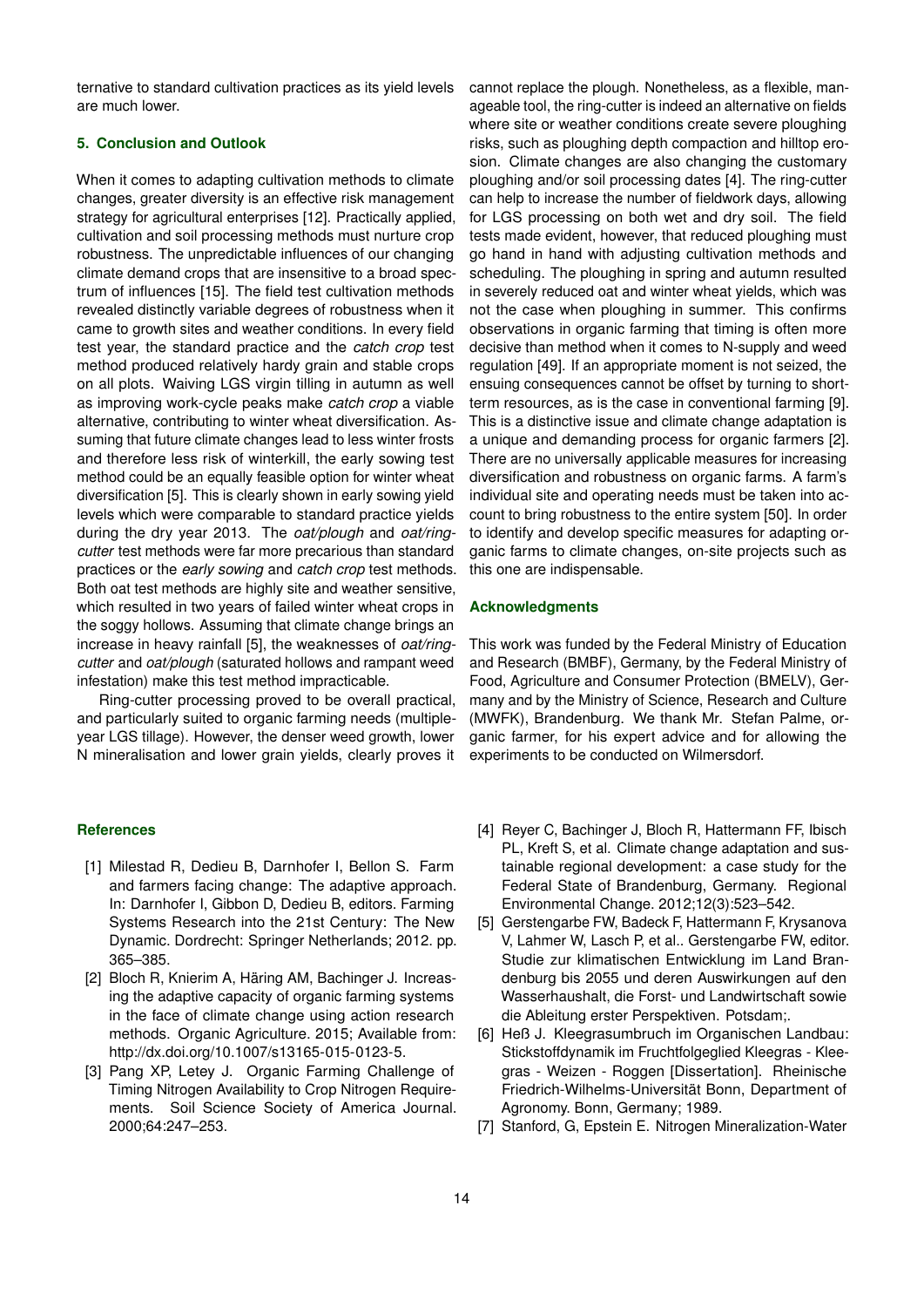ternative to standard cultivation practices as its yield levels are much lower.

## 5. Conclusion and Outlook

When it comes to adapting cultivation methods to climate changes, greater diversity is an effective risk management strategy for agricultural enterprises [12]. Practically applied, cultivation and soil processing methods must nurture crop robustness. The unpredictable influences of our changing climate demand crops that are insensitive to a broad spectrum of influences [15]. The field test cultivation methods revealed distinctly variable degrees of robustness when it came to growth sites and weather conditions. In every field test year, the standard practice and the *catch crop* test method produced relatively hardy grain and stable crops on all plots. Waiving LGS virgin tilling in autumn as well as improving work-cycle peaks make *catch crop* a viable alternative, contributing to winter wheat diversification. Assuming that future climate changes lead to less winter frosts and therefore less risk of winterkill, the early sowing test method could be an equally feasible option for winter wheat diversification [5]. This is clearly shown in early sowing yield levels which were comparable to standard practice yields during the dry year 2013. The *oat/plough* and *oat/ring-cutter* test methods were far more precarious than standard practices or the *early sowing* and *catch crop* test methods. Both oat test methods are highly site and weather sensitive, which resulted in two years of failed winter wheat crops in the soggy hollows. Assuming that climate change brings an increase in heavy rainfall [5], the weaknesses of *oat/ring-cutter* and *oat/plough* (saturated hollows and rampant weed infestation) make this test method impracticable.

Ring-cutter processing proved to be overall practical, and particularly suited to organic farming needs (multiple-year LGS tillage). However, the denser weed growth, lower N mineralisation and lower grain yields, clearly proves it cannot replace the plough. Nonetheless, as a flexible, manageable tool, the ring-cutter is indeed an alternative on fields where site or weather conditions create severe ploughing risks, such as ploughing depth compaction and hilltop erosion. Climate changes are also changing the customary ploughing and/or soil processing dates [4]. The ring-cutter can help to increase the number of fieldwork days, allowing for LGS processing on both wet and dry soil. The field tests made evident, however, that reduced ploughing must go hand in hand with adjusting cultivation methods and scheduling. The ploughing in spring and autumn resulted in severely reduced oat and winter wheat yields, which was not the case when ploughing in summer. This confirms observations in organic farming that timing is often more decisive than method when it comes to N-supply and weed regulation [49]. If an appropriate moment is not seized, the ensuing consequences cannot be offset by turning to short-term resources, as is the case in conventional farming [9]. This is a distinctive issue and climate change adaptation is a unique and demanding process for organic farmers [2]. There are no universally applicable measures for increasing diversification and robustness on organic farms. A farm's individual site and operating needs must be taken into account to bring robustness to the entire system [50]. In order to identify and develop specific measures for adapting organic farms to climate changes, on-site projects such as this one are indispensable.

## Acknowledgments

This work was funded by the Federal Ministry of Education and Research (BMBF), Germany, by the Federal Ministry of Food, Agriculture and Consumer Protection (BMELV), Germany and by the Ministry of Science, Research and Culture (MWFK), Brandenburg. We thank Mr. Stefan Palme, organic farmer, for his expert advice and for allowing the experiments to be conducted on Wilmersdorf.

## References

[1] Milestad R, Dedieu B, Darnhofer I, Bellon S. Farm and farmers facing change: The adaptive approach. In: Darnhofer I, Gibbon D, Dedieu B, editors. Farming Systems Research into the 21st Century: The New Dynamic. Dordrecht: Springer Netherlands; 2012. pp. 365–385.

[2] Bloch R, Knierim A, Häring AM, Bachinger J. Increasing the adaptive capacity of organic farming systems in the face of climate change using action research methods. Organic Agriculture. 2015; Available from: http://dx.doi.org/10.1007/s13165-015-0123-5.

[3] Pang XP, Letey J. Organic Farming Challenge of Timing Nitrogen Availability to Crop Nitrogen Requirements. Soil Science Society of America Journal. 2000;64:247–253.

[4] Reyer C, Bachinger J, Bloch R, Hattermann FF, Ibisch PL, Kreft S, et al. Climate change adaptation and sustainable regional development: a case study for the Federal State of Brandenburg, Germany. Regional Environmental Change. 2012;12(3):523–542.

[5] Gerstengarbe FW, Badeck F, Hattermann F, Krysanova V, Lahmer W, Lasch P, et al.. Gerstengarbe FW, editor. Studie zur klimatischen Entwicklung im Land Brandenburg bis 2055 und deren Auswirkungen auf den Wasserhaushalt, die Forst- und Landwirtschaft sowie die Ableitung erster Perspektiven. Potsdam;.

[6] Heß J. Kleegrasumbruch im Organischen Landbau: Stickstoffdynamik im Fruchtfolgeglied Kleegras - Kleegras - Weizen - Roggen [Dissertation]. Rheinische Friedrich-Wilhelms-Universität Bonn, Department of Agronomy. Bonn, Germany; 1989.

[7] Stanford, G, Epstein E. Nitrogen Mineralization-Water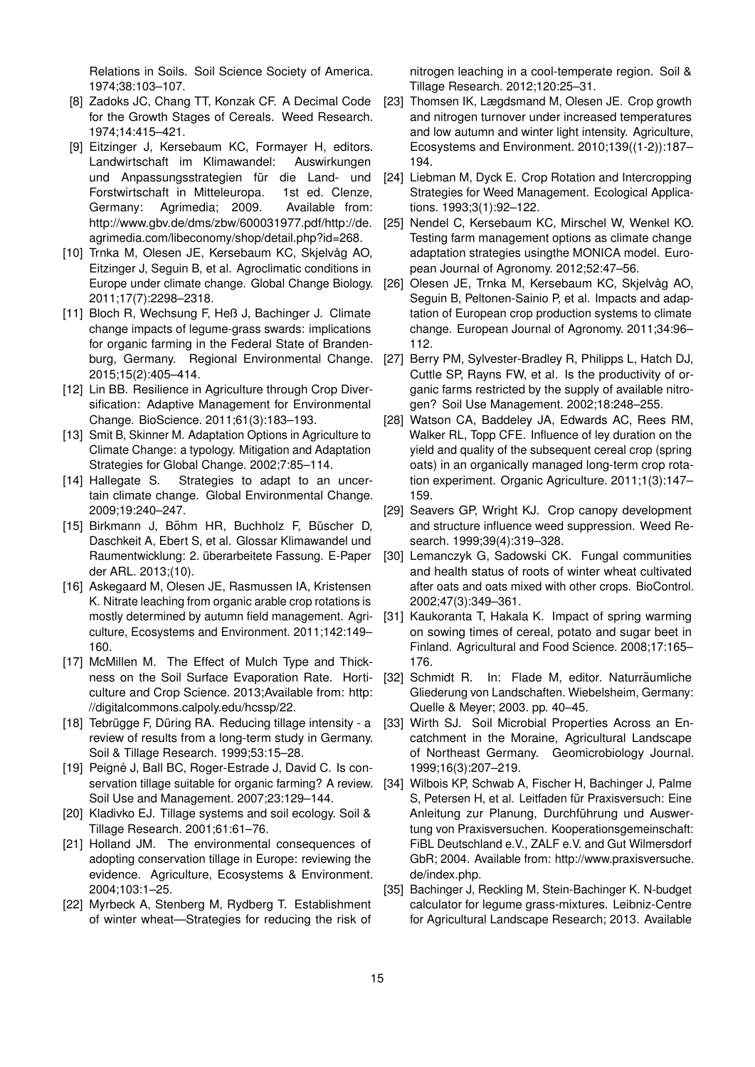Relations in Soils. Soil Science Society of America. 1974;38:103–107.

[8] Zadoks JC, Chang TT, Konzak CF. A Decimal Code for the Growth Stages of Cereals. Weed Research. 1974;14:415–421.

[9] Eitzinger J, Kersebaum KC, Formayer H, editors. Landwirtschaft im Klimawandel: Auswirkungen und Anpassungsstrategien für die Land- und Forstwirtschaft in Mitteleuropa. 1st ed. Clenze, Germany: Agrimedia; 2009. Available from: http://www.gbv.de/dms/zbw/600031977.pdf/http://de.agrimedia.com/libeconomy/shop/detail.php?id=268.

[10] Trnka M, Olesen JE, Kersebaum KC, Skjelvåg AO, Eitzinger J, Seguin B, et al. Agroclimatic conditions in Europe under climate change. Global Change Biology. 2011;17(7):2298–2318.

[11] Bloch R, Wechsung F, Heß J, Bachinger J. Climate change impacts of legume-grass swards: implications for organic farming in the Federal State of Brandenburg, Germany. Regional Environmental Change. 2015;15(2):405–414.

[12] Lin BB. Resilience in Agriculture through Crop Diversification: Adaptive Management for Environmental Change. BioScience. 2011;61(3):183–193.

[13] Smit B, Skinner M. Adaptation Options in Agriculture to Climate Change: a typology. Mitigation and Adaptation Strategies for Global Change. 2002;7:85–114.

[14] Hallegate S. Strategies to adapt to an uncertain climate change. Global Environmental Change. 2009;19:240–247.

[15] Birkmann J, Böhm HR, Buchholz F, Büscher D, Daschkeit A, Ebert S, et al. Glossar Klimawandel und Raumentwicklung: 2. überarbeitete Fassung. E-Paper der ARL. 2013;(10).

[16] Askegaard M, Olesen JE, Rasmussen IA, Kristensen K. Nitrate leaching from organic arable crop rotations is mostly determined by autumn field management. Agriculture, Ecosystems and Environment. 2011;142:149–160.

[17] McMillen M. The Effect of Mulch Type and Thickness on the Soil Surface Evaporation Rate. Horticulture and Crop Science. 2013;Available from: http://digitalcommons.calpoly.edu/hcssp/22.

[18] Tebrügge F, Düring RA. Reducing tillage intensity - a review of results from a long-term study in Germany. Soil & Tillage Research. 1999;53:15–28.

[19] Peigné J, Ball BC, Roger-Estrade J, David C. Is conservation tillage suitable for organic farming? A review. Soil Use and Management. 2007;23:129–144.

[20] Kladivko EJ. Tillage systems and soil ecology. Soil & Tillage Research. 2001;61:61–76.

[21] Holland JM. The environmental consequences of adopting conservation tillage in Europe: reviewing the evidence. Agriculture, Ecosystems & Environment. 2004;103:1–25.

[22] Myrbeck A, Stenberg M, Rydberg T. Establishment of winter wheat—Strategies for reducing the risk of nitrogen leaching in a cool-temperate region. Soil & Tillage Research. 2012;120:25–31.

[23] Thomsen IK, Lægdsmand M, Olesen JE. Crop growth and nitrogen turnover under increased temperatures and low autumn and winter light intensity. Agriculture, Ecosystems and Environment. 2010;139((1-2)):187–194.

[24] Liebman M, Dyck E. Crop Rotation and Intercropping Strategies for Weed Management. Ecological Applications. 1993;3(1):92–122.

[25] Nendel C, Kersebaum KC, Mirschel W, Wenkel KO. Testing farm management options as climate change adaptation strategies usingthe MONICA model. European Journal of Agronomy. 2012;52:47–56.

[26] Olesen JE, Trnka M, Kersebaum KC, Skjelvåg AO, Seguin B, Peltonen-Sainio P, et al. Impacts and adaptation of European crop production systems to climate change. European Journal of Agronomy. 2011;34:96–112.

[27] Berry PM, Sylvester-Bradley R, Philipps L, Hatch DJ, Cuttle SP, Rayns FW, et al. Is the productivity of organic farms restricted by the supply of available nitrogen? Soil Use Management. 2002;18:248–255.

[28] Watson CA, Baddeley JA, Edwards AC, Rees RM, Walker RL, Topp CFE. Influence of ley duration on the yield and quality of the subsequent cereal crop (spring oats) in an organically managed long-term crop rotation experiment. Organic Agriculture. 2011;1(3):147–159.

[29] Seavers GP, Wright KJ. Crop canopy development and structure influence weed suppression. Weed Research. 1999;39(4):319–328.

[30] Lemanczyk G, Sadowski CK. Fungal communities and health status of roots of winter wheat cultivated after oats and oats mixed with other crops. BioControl. 2002;47(3):349–361.

[31] Kaukoranta T, Hakala K. Impact of spring warming on sowing times of cereal, potato and sugar beet in Finland. Agricultural and Food Science. 2008;17:165–176.

[32] Schmidt R. In: Flade M, editor. Naturräumliche Gliederung von Landschaften. Wiebelsheim, Germany: Quelle & Meyer; 2003. pp. 40–45.

[33] Wirth SJ. Soil Microbial Properties Across an Encatchment in the Moraine, Agricultural Landscape of Northeast Germany. Geomicrobiology Journal. 1999;16(3):207–219.

[34] Wilbois KP, Schwab A, Fischer H, Bachinger J, Palme S, Petersen H, et al. Leitfaden für Praxisversuch: Eine Anleitung zur Planung, Durchführung und Auswertung von Praxisversuchen. Kooperationsgemeinschaft: FiBL Deutschland e.V., ZALF e.V. and Gut Wilmersdorf GbR; 2004. Available from: http://www.praxisversuche.de/index.php.

[35] Bachinger J, Reckling M, Stein-Bachinger K. N-budget calculator for legume grass-mixtures. Leibniz-Centre for Agricultural Landscape Research; 2013. Available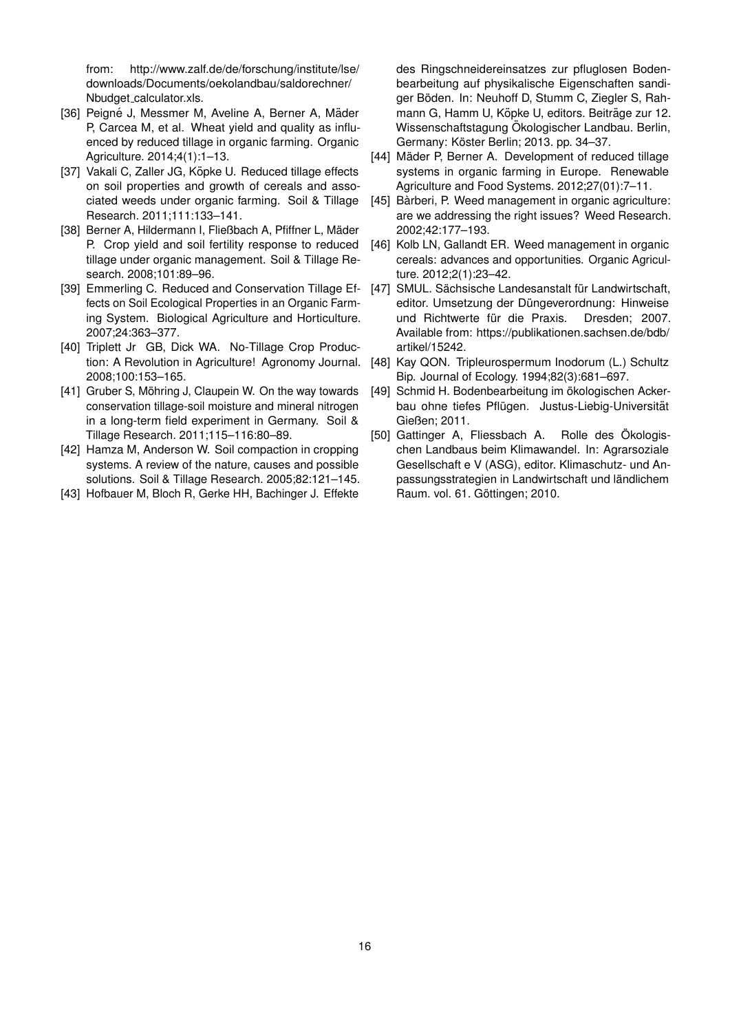from: http://www.zalf.de/de/forschung/institute/lse/downloads/Documents/oekolandbau/saldorechner/Nbudget_calculator.xls.

[36] Peigné J, Messmer M, Aveline A, Berner A, Mäder P, Carcea M, et al. Wheat yield and quality as influenced by reduced tillage in organic farming. Organic Agriculture. 2014;4(1):1–13.

[37] Vakali C, Zaller JG, Köpke U. Reduced tillage effects on soil properties and growth of cereals and associated weeds under organic farming. Soil & Tillage Research. 2011;111:133–141.

[38] Berner A, Hildermann I, Fließbach A, Pfiffner L, Mäder P. Crop yield and soil fertility response to reduced tillage under organic management. Soil & Tillage Research. 2008;101:89–96.

[39] Emmerling C. Reduced and Conservation Tillage Effects on Soil Ecological Properties in an Organic Farming System. Biological Agriculture and Horticulture. 2007;24:363–377.

[40] Triplett Jr GB, Dick WA. No-Tillage Crop Production: A Revolution in Agriculture! Agronomy Journal. 2008;100:153–165.

[41] Gruber S, Möhring J, Claupein W. On the way towards conservation tillage-soil moisture and mineral nitrogen in a long-term field experiment in Germany. Soil & Tillage Research. 2011;115–116:80–89.

[42] Hamza M, Anderson W. Soil compaction in cropping systems. A review of the nature, causes and possible solutions. Soil & Tillage Research. 2005;82:121–145.

[43] Hofbauer M, Bloch R, Gerke HH, Bachinger J. Effekte des Ringschneidereinsatzes zur pfluglosen Bodenbearbeitung auf physikalische Eigenschaften sandiger Böden. In: Neuhoff D, Stumm C, Ziegler S, Rahmann G, Hamm U, Köpke U, editors. Beiträge zur 12. Wissenschaftstagung Ökologischer Landbau. Berlin, Germany: Köster Berlin; 2013. pp. 34–37.

[44] Mäder P, Berner A. Development of reduced tillage systems in organic farming in Europe. Renewable Agriculture and Food Systems. 2012;27(01):7–11.

[45] Bàrberi, P. Weed management in organic agriculture: are we addressing the right issues? Weed Research. 2002;42:177–193.

[46] Kolb LN, Gallandt ER. Weed management in organic cereals: advances and opportunities. Organic Agriculture. 2012;2(1):23–42.

[47] SMUL. Sächsische Landesanstalt für Landwirtschaft, editor. Umsetzung der Düngeverordnung: Hinweise und Richtwerte für die Praxis. Dresden; 2007. Available from: https://publikationen.sachsen.de/bdb/artikel/15242.

[48] Kay QON. Tripleurospermum Inodorum (L.) Schultz Bip. Journal of Ecology. 1994;82(3):681–697.

[49] Schmid H. Bodenbearbeitung im ökologischen Ackerbau ohne tiefes Pflügen. Justus-Liebig-Universität Gießen; 2011.

[50] Gattinger A, Fliessbach A. Rolle des Ökologischen Landbaus beim Klimawandel. In: Agrarsoziale Gesellschaft e V (ASG), editor. Klimaschutz- und Anpassungsstrategien in Landwirtschaft und ländlichem Raum. vol. 61. Göttingen; 2010.